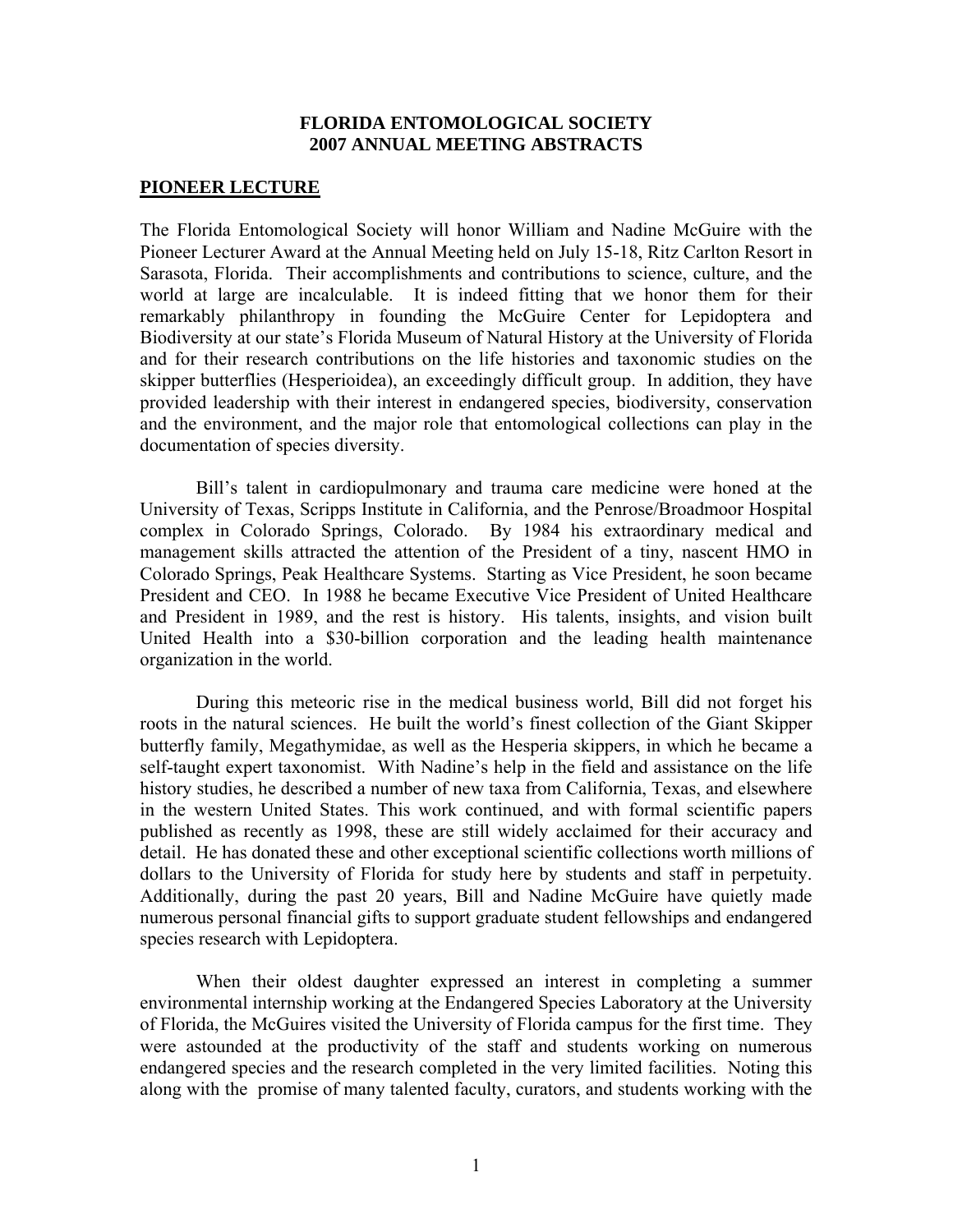# FLORIDA ENTOMOLOGICAL SOCIETY
# 2007 ANNUAL MEETING ABSTRACTS

## PIONEER LECTURE

The Florida Entomological Society will honor William and Nadine McGuire with the Pioneer Lecturer Award at the Annual Meeting held on July 15-18, Ritz Carlton Resort in Sarasota, Florida. Their accomplishments and contributions to science, culture, and the world at large are incalculable. It is indeed fitting that we honor them for their remarkably philanthropy in founding the McGuire Center for Lepidoptera and Biodiversity at our state's Florida Museum of Natural History at the University of Florida and for their research contributions on the life histories and taxonomic studies on the skipper butterflies (Hesperioidea), an exceedingly difficult group. In addition, they have provided leadership with their interest in endangered species, biodiversity, conservation and the environment, and the major role that entomological collections can play in the documentation of species diversity.

Bill's talent in cardiopulmonary and trauma care medicine were honed at the University of Texas, Scripps Institute in California, and the Penrose/Broadmoor Hospital complex in Colorado Springs, Colorado. By 1984 his extraordinary medical and management skills attracted the attention of the President of a tiny, nascent HMO in Colorado Springs, Peak Healthcare Systems. Starting as Vice President, he soon became President and CEO. In 1988 he became Executive Vice President of United Healthcare and President in 1989, and the rest is history. His talents, insights, and vision built United Health into a $30-billion corporation and the leading health maintenance organization in the world.

During this meteoric rise in the medical business world, Bill did not forget his roots in the natural sciences. He built the world's finest collection of the Giant Skipper butterfly family, Megathymidae, as well as the Hesperia skippers, in which he became a self-taught expert taxonomist. With Nadine's help in the field and assistance on the life history studies, he described a number of new taxa from California, Texas, and elsewhere in the western United States. This work continued, and with formal scientific papers published as recently as 1998, these are still widely acclaimed for their accuracy and detail. He has donated these and other exceptional scientific collections worth millions of dollars to the University of Florida for study here by students and staff in perpetuity. Additionally, during the past 20 years, Bill and Nadine McGuire have quietly made numerous personal financial gifts to support graduate student fellowships and endangered species research with Lepidoptera.

When their oldest daughter expressed an interest in completing a summer environmental internship working at the Endangered Species Laboratory at the University of Florida, the McGuires visited the University of Florida campus for the first time. They were astounded at the productivity of the staff and students working on numerous endangered species and the research completed in the very limited facilities. Noting this along with the promise of many talented faculty, curators, and students working with the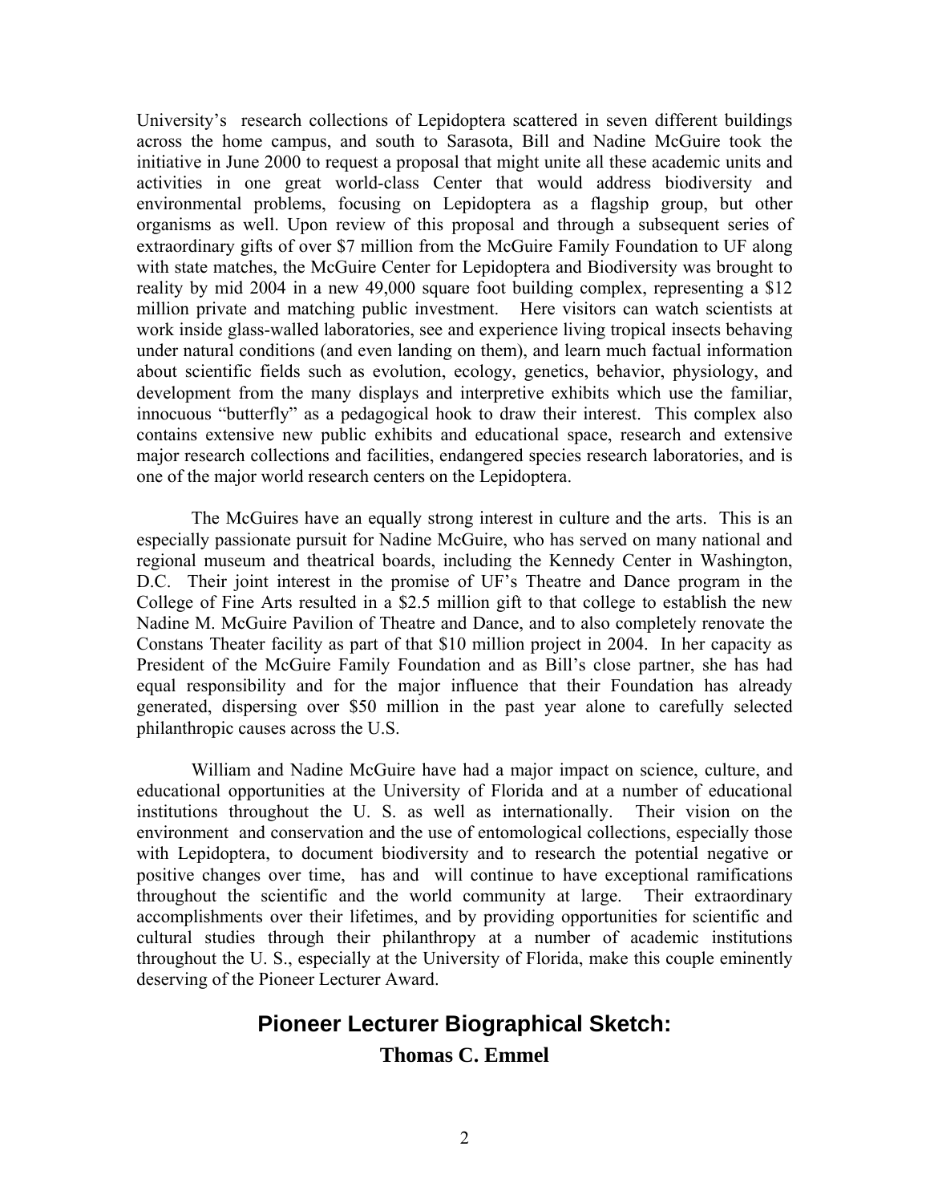University's research collections of Lepidoptera scattered in seven different buildings across the home campus, and south to Sarasota, Bill and Nadine McGuire took the initiative in June 2000 to request a proposal that might unite all these academic units and activities in one great world-class Center that would address biodiversity and environmental problems, focusing on Lepidoptera as a flagship group, but other organisms as well. Upon review of this proposal and through a subsequent series of extraordinary gifts of over $7 million from the McGuire Family Foundation to UF along with state matches, the McGuire Center for Lepidoptera and Biodiversity was brought to reality by mid 2004 in a new 49,000 square foot building complex, representing a $12 million private and matching public investment. Here visitors can watch scientists at work inside glass-walled laboratories, see and experience living tropical insects behaving under natural conditions (and even landing on them), and learn much factual information about scientific fields such as evolution, ecology, genetics, behavior, physiology, and development from the many displays and interpretive exhibits which use the familiar, innocuous "butterfly" as a pedagogical hook to draw their interest. This complex also contains extensive new public exhibits and educational space, research and extensive major research collections and facilities, endangered species research laboratories, and is one of the major world research centers on the Lepidoptera.

The McGuires have an equally strong interest in culture and the arts. This is an especially passionate pursuit for Nadine McGuire, who has served on many national and regional museum and theatrical boards, including the Kennedy Center in Washington, D.C. Their joint interest in the promise of UF's Theatre and Dance program in the College of Fine Arts resulted in a $2.5 million gift to that college to establish the new Nadine M. McGuire Pavilion of Theatre and Dance, and to also completely renovate the Constans Theater facility as part of that $10 million project in 2004. In her capacity as President of the McGuire Family Foundation and as Bill's close partner, she has had equal responsibility and for the major influence that their Foundation has already generated, dispersing over $50 million in the past year alone to carefully selected philanthropic causes across the U.S.

William and Nadine McGuire have had a major impact on science, culture, and educational opportunities at the University of Florida and at a number of educational institutions throughout the U. S. as well as internationally. Their vision on the environment and conservation and the use of entomological collections, especially those with Lepidoptera, to document biodiversity and to research the potential negative or positive changes over time, has and will continue to have exceptional ramifications throughout the scientific and the world community at large. Their extraordinary accomplishments over their lifetimes, and by providing opportunities for scientific and cultural studies through their philanthropy at a number of academic institutions throughout the U. S., especially at the University of Florida, make this couple eminently deserving of the Pioneer Lecturer Award.

## Pioneer Lecturer Biographical Sketch:

### Thomas C. Emmel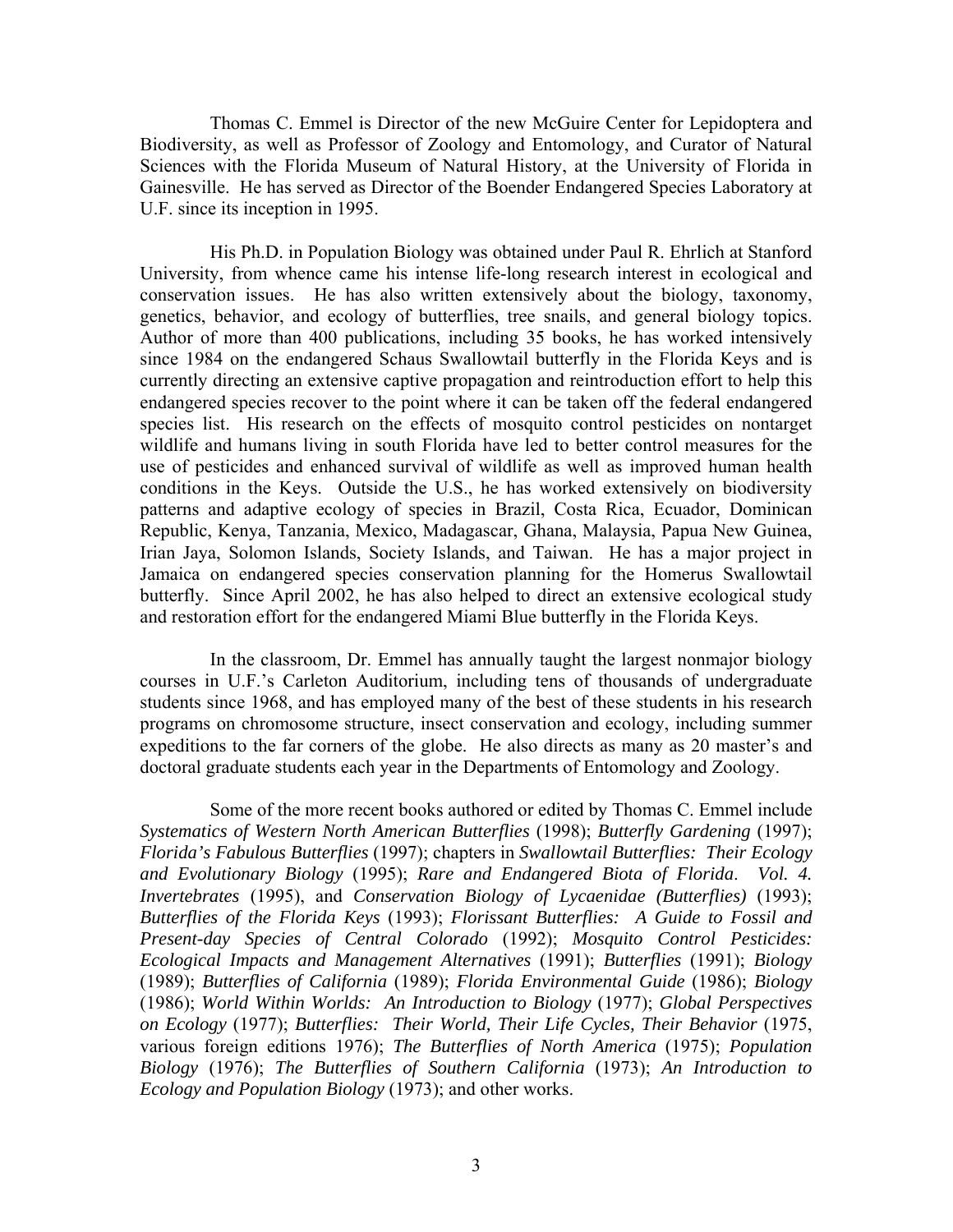Thomas C. Emmel is Director of the new McGuire Center for Lepidoptera and Biodiversity, as well as Professor of Zoology and Entomology, and Curator of Natural Sciences with the Florida Museum of Natural History, at the University of Florida in Gainesville. He has served as Director of the Boender Endangered Species Laboratory at U.F. since its inception in 1995.

His Ph.D. in Population Biology was obtained under Paul R. Ehrlich at Stanford University, from whence came his intense life-long research interest in ecological and conservation issues. He has also written extensively about the biology, taxonomy, genetics, behavior, and ecology of butterflies, tree snails, and general biology topics. Author of more than 400 publications, including 35 books, he has worked intensively since 1984 on the endangered Schaus Swallowtail butterfly in the Florida Keys and is currently directing an extensive captive propagation and reintroduction effort to help this endangered species recover to the point where it can be taken off the federal endangered species list. His research on the effects of mosquito control pesticides on nontarget wildlife and humans living in south Florida have led to better control measures for the use of pesticides and enhanced survival of wildlife as well as improved human health conditions in the Keys. Outside the U.S., he has worked extensively on biodiversity patterns and adaptive ecology of species in Brazil, Costa Rica, Ecuador, Dominican Republic, Kenya, Tanzania, Mexico, Madagascar, Ghana, Malaysia, Papua New Guinea, Irian Jaya, Solomon Islands, Society Islands, and Taiwan. He has a major project in Jamaica on endangered species conservation planning for the Homerus Swallowtail butterfly. Since April 2002, he has also helped to direct an extensive ecological study and restoration effort for the endangered Miami Blue butterfly in the Florida Keys.

In the classroom, Dr. Emmel has annually taught the largest nonmajor biology courses in U.F.'s Carleton Auditorium, including tens of thousands of undergraduate students since 1968, and has employed many of the best of these students in his research programs on chromosome structure, insect conservation and ecology, including summer expeditions to the far corners of the globe. He also directs as many as 20 master's and doctoral graduate students each year in the Departments of Entomology and Zoology.

Some of the more recent books authored or edited by Thomas C. Emmel include *Systematics of Western North American Butterflies* (1998); *Butterfly Gardening* (1997); *Florida's Fabulous Butterflies* (1997); chapters in *Swallowtail Butterflies: Their Ecology and Evolutionary Biology* (1995); *Rare and Endangered Biota of Florida. Vol. 4. Invertebrates* (1995), and *Conservation Biology of Lycaenidae (Butterflies)* (1993); *Butterflies of the Florida Keys* (1993); *Florissant Butterflies: A Guide to Fossil and Present-day Species of Central Colorado* (1992); *Mosquito Control Pesticides: Ecological Impacts and Management Alternatives* (1991); *Butterflies* (1991); *Biology* (1989); *Butterflies of California* (1989); *Florida Environmental Guide* (1986); *Biology* (1986); *World Within Worlds: An Introduction to Biology* (1977); *Global Perspectives on Ecology* (1977); *Butterflies: Their World, Their Life Cycles, Their Behavior* (1975, various foreign editions 1976); *The Butterflies of North America* (1975); *Population Biology* (1976); *The Butterflies of Southern California* (1973); *An Introduction to Ecology and Population Biology* (1973); and other works.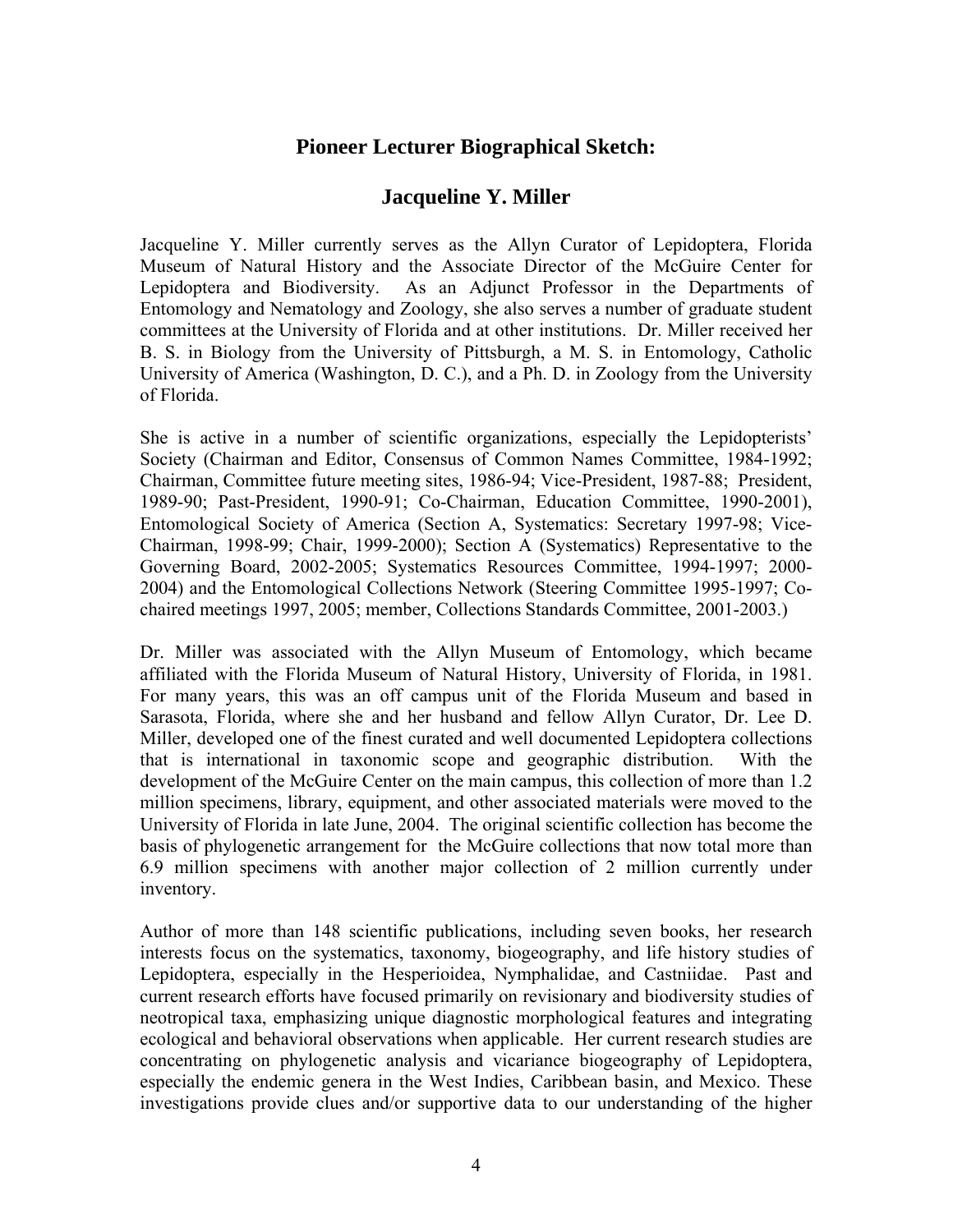## Pioneer Lecturer Biographical Sketch:

## Jacqueline Y. Miller

Jacqueline Y. Miller currently serves as the Allyn Curator of Lepidoptera, Florida Museum of Natural History and the Associate Director of the McGuire Center for Lepidoptera and Biodiversity. As an Adjunct Professor in the Departments of Entomology and Nematology and Zoology, she also serves a number of graduate student committees at the University of Florida and at other institutions. Dr. Miller received her B. S. in Biology from the University of Pittsburgh, a M. S. in Entomology, Catholic University of America (Washington, D. C.), and a Ph. D. in Zoology from the University of Florida.

She is active in a number of scientific organizations, especially the Lepidopterists' Society (Chairman and Editor, Consensus of Common Names Committee, 1984-1992; Chairman, Committee future meeting sites, 1986-94; Vice-President, 1987-88; President, 1989-90; Past-President, 1990-91; Co-Chairman, Education Committee, 1990-2001), Entomological Society of America (Section A, Systematics: Secretary 1997-98; Vice-Chairman, 1998-99; Chair, 1999-2000); Section A (Systematics) Representative to the Governing Board, 2002-2005; Systematics Resources Committee, 1994-1997; 2000-2004) and the Entomological Collections Network (Steering Committee 1995-1997; Co-chaired meetings 1997, 2005; member, Collections Standards Committee, 2001-2003.)

Dr. Miller was associated with the Allyn Museum of Entomology, which became affiliated with the Florida Museum of Natural History, University of Florida, in 1981. For many years, this was an off campus unit of the Florida Museum and based in Sarasota, Florida, where she and her husband and fellow Allyn Curator, Dr. Lee D. Miller, developed one of the finest curated and well documented Lepidoptera collections that is international in taxonomic scope and geographic distribution. With the development of the McGuire Center on the main campus, this collection of more than 1.2 million specimens, library, equipment, and other associated materials were moved to the University of Florida in late June, 2004. The original scientific collection has become the basis of phylogenetic arrangement for the McGuire collections that now total more than 6.9 million specimens with another major collection of 2 million currently under inventory.

Author of more than 148 scientific publications, including seven books, her research interests focus on the systematics, taxonomy, biogeography, and life history studies of Lepidoptera, especially in the Hesperioidea, Nymphalidae, and Castniidae. Past and current research efforts have focused primarily on revisionary and biodiversity studies of neotropical taxa, emphasizing unique diagnostic morphological features and integrating ecological and behavioral observations when applicable. Her current research studies are concentrating on phylogenetic analysis and vicariance biogeography of Lepidoptera, especially the endemic genera in the West Indies, Caribbean basin, and Mexico. These investigations provide clues and/or supportive data to our understanding of the higher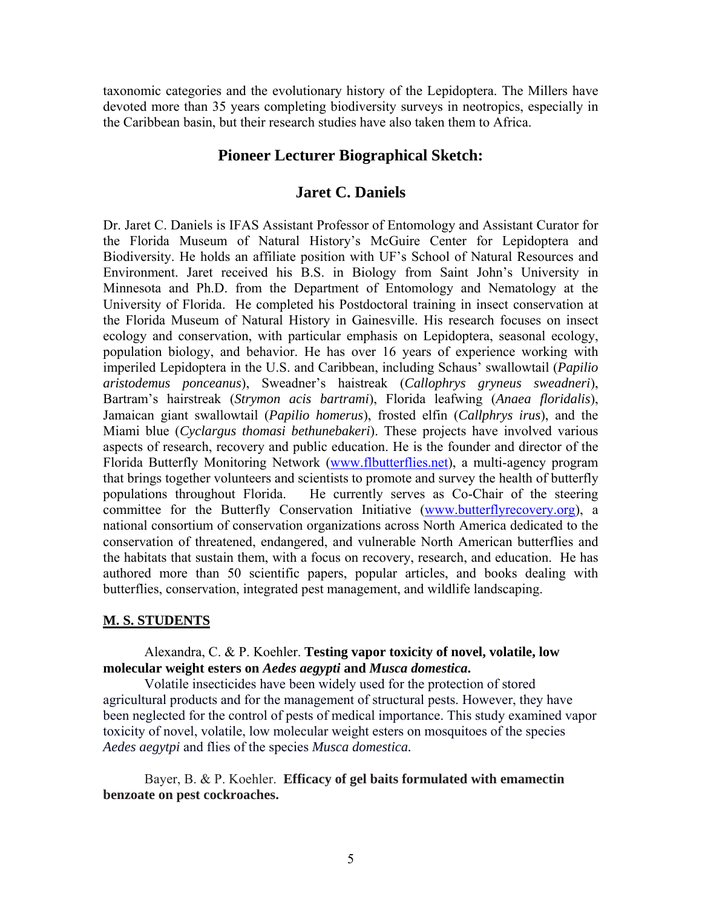taxonomic categories and the evolutionary history of the Lepidoptera. The Millers have devoted more than 35 years completing biodiversity surveys in neotropics, especially in the Caribbean basin, but their research studies have also taken them to Africa.

## Pioneer Lecturer Biographical Sketch:

## Jaret C. Daniels

Dr. Jaret C. Daniels is IFAS Assistant Professor of Entomology and Assistant Curator for the Florida Museum of Natural History's McGuire Center for Lepidoptera and Biodiversity. He holds an affiliate position with UF's School of Natural Resources and Environment. Jaret received his B.S. in Biology from Saint John's University in Minnesota and Ph.D. from the Department of Entomology and Nematology at the University of Florida. He completed his Postdoctoral training in insect conservation at the Florida Museum of Natural History in Gainesville. His research focuses on insect ecology and conservation, with particular emphasis on Lepidoptera, seasonal ecology, population biology, and behavior. He has over 16 years of experience working with imperiled Lepidoptera in the U.S. and Caribbean, including Schaus' swallowtail (*Papilio aristodemus ponceanus*), Sweadner's haistreak (*Callophrys gryneus sweadneri*), Bartram's hairstreak (*Strymon acis bartrami*), Florida leafwing (*Anaea floridalis*), Jamaican giant swallowtail (*Papilio homerus*), frosted elfin (*Callphrys irus*), and the Miami blue (*Cyclargus thomasi bethunebakeri*). These projects have involved various aspects of research, recovery and public education. He is the founder and director of the Florida Butterfly Monitoring Network (www.flbutterflies.net), a multi-agency program that brings together volunteers and scientists to promote and survey the health of butterfly populations throughout Florida. He currently serves as Co-Chair of the steering committee for the Butterfly Conservation Initiative (www.butterflyrecovery.org), a national consortium of conservation organizations across North America dedicated to the conservation of threatened, endangered, and vulnerable North American butterflies and the habitats that sustain them, with a focus on recovery, research, and education. He has authored more than 50 scientific papers, popular articles, and books dealing with butterflies, conservation, integrated pest management, and wildlife landscaping.

**M. S. STUDENTS**

Alexandra, C. & P. Koehler. **Testing vapor toxicity of novel, volatile, low molecular weight esters on *Aedes aegypti* and *Musca domestica*.**

Volatile insecticides have been widely used for the protection of stored agricultural products and for the management of structural pests. However, they have been neglected for the control of pests of medical importance. This study examined vapor toxicity of novel, volatile, low molecular weight esters on mosquitoes of the species *Aedes aegytpi* and flies of the species *Musca domestica.*

Bayer, B. & P. Koehler. **Efficacy of gel baits formulated with emamectin benzoate on pest cockroaches.**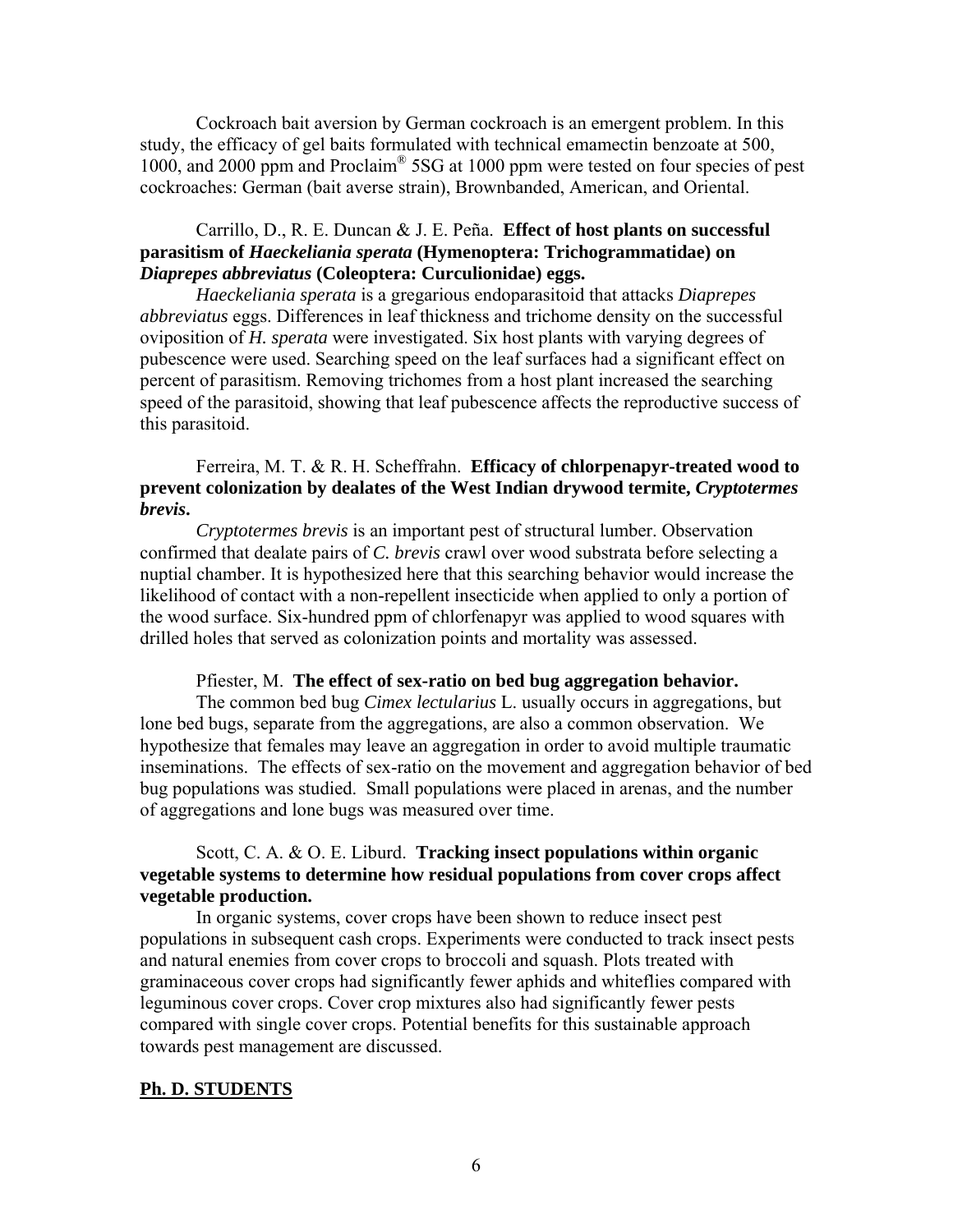Cockroach bait aversion by German cockroach is an emergent problem. In this study, the efficacy of gel baits formulated with technical emamectin benzoate at 500, 1000, and 2000 ppm and Proclaim® 5SG at 1000 ppm were tested on four species of pest cockroaches: German (bait averse strain), Brownbanded, American, and Oriental.

Carrillo, D., R. E. Duncan & J. E. Peña. **Effect of host plants on successful parasitism of *Haeckeliania sperata* (Hymenoptera: Trichogrammatidae) on *Diaprepes abbreviatus* (Coleoptera: Curculionidae) eggs.**

*Haeckeliania sperata* is a gregarious endoparasitoid that attacks *Diaprepes abbreviatus* eggs. Differences in leaf thickness and trichome density on the successful oviposition of *H. sperata* were investigated. Six host plants with varying degrees of pubescence were used. Searching speed on the leaf surfaces had a significant effect on percent of parasitism. Removing trichomes from a host plant increased the searching speed of the parasitoid, showing that leaf pubescence affects the reproductive success of this parasitoid.

Ferreira, M. T. & R. H. Scheffrahn. **Efficacy of chlorpenapyr-treated wood to prevent colonization by dealates of the West Indian drywood termite, *Cryptotermes brevis*.**

*Cryptotermes brevis* is an important pest of structural lumber. Observation confirmed that dealate pairs of *C. brevis* crawl over wood substrata before selecting a nuptial chamber. It is hypothesized here that this searching behavior would increase the likelihood of contact with a non-repellent insecticide when applied to only a portion of the wood surface. Six-hundred ppm of chlorfenapyr was applied to wood squares with drilled holes that served as colonization points and mortality was assessed.

Pfiester, M. **The effect of sex-ratio on bed bug aggregation behavior.**

The common bed bug *Cimex lectularius* L. usually occurs in aggregations, but lone bed bugs, separate from the aggregations, are also a common observation. We hypothesize that females may leave an aggregation in order to avoid multiple traumatic inseminations. The effects of sex-ratio on the movement and aggregation behavior of bed bug populations was studied. Small populations were placed in arenas, and the number of aggregations and lone bugs was measured over time.

Scott, C. A. & O. E. Liburd. **Tracking insect populations within organic vegetable systems to determine how residual populations from cover crops affect vegetable production.**

In organic systems, cover crops have been shown to reduce insect pest populations in subsequent cash crops. Experiments were conducted to track insect pests and natural enemies from cover crops to broccoli and squash. Plots treated with graminaceous cover crops had significantly fewer aphids and whiteflies compared with leguminous cover crops. Cover crop mixtures also had significantly fewer pests compared with single cover crops. Potential benefits for this sustainable approach towards pest management are discussed.

## Ph. D. STUDENTS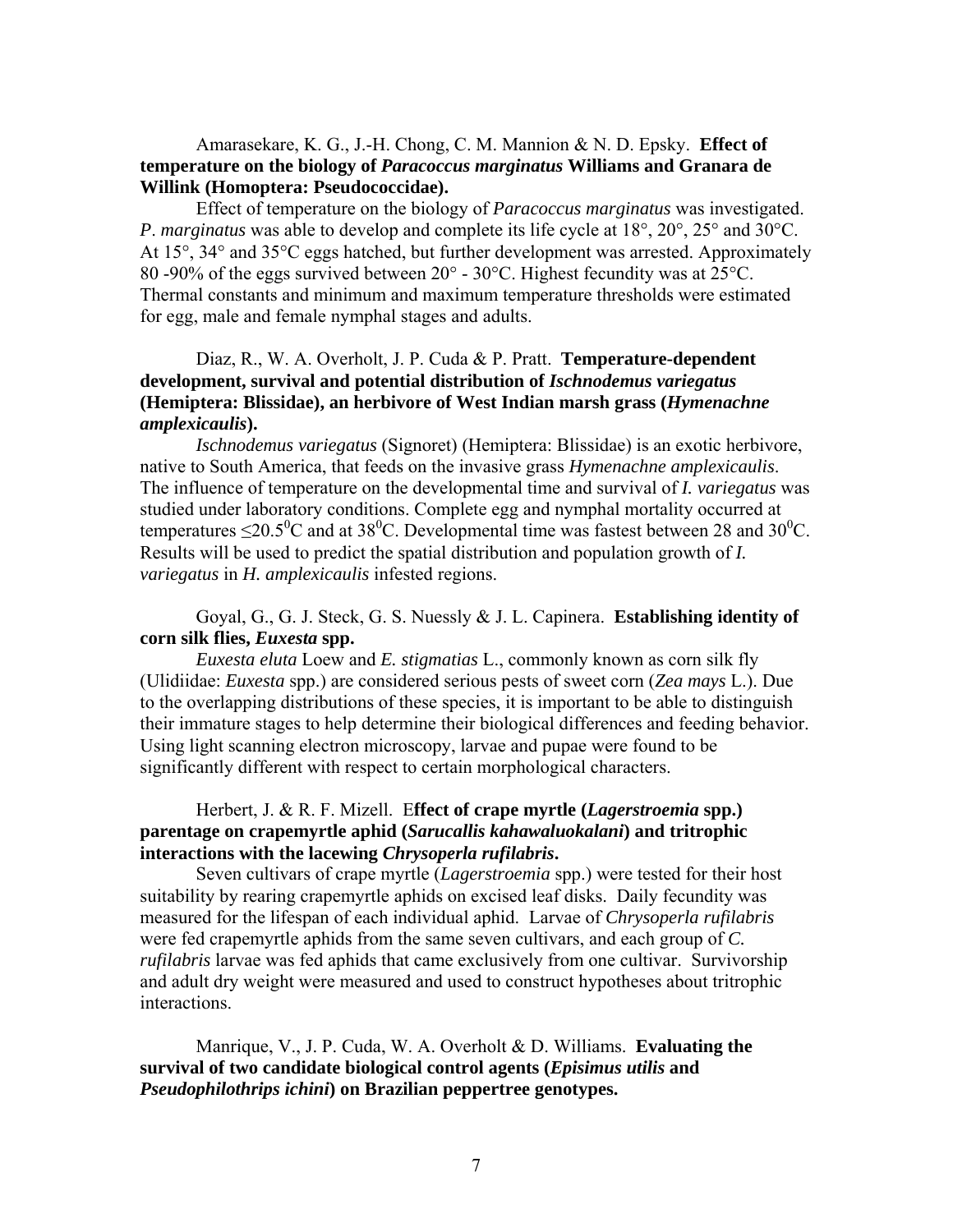Amarasekare, K. G., J.-H. Chong, C. M. Mannion & N. D. Epsky. **Effect of temperature on the biology of *Paracoccus marginatus* Williams and Granara de Willink (Homoptera: Pseudococcidae).**

Effect of temperature on the biology of *Paracoccus marginatus* was investigated. *P. marginatus* was able to develop and complete its life cycle at 18°, 20°, 25° and 30°C. At 15°, 34° and 35°C eggs hatched, but further development was arrested. Approximately 80 -90% of the eggs survived between 20° - 30°C. Highest fecundity was at 25°C. Thermal constants and minimum and maximum temperature thresholds were estimated for egg, male and female nymphal stages and adults.

Diaz, R., W. A. Overholt, J. P. Cuda & P. Pratt. **Temperature-dependent development, survival and potential distribution of *Ischnodemus variegatus* (Hemiptera: Blissidae), an herbivore of West Indian marsh grass (*Hymenachne amplexicaulis*).**

*Ischnodemus variegatus* (Signoret) (Hemiptera: Blissidae) is an exotic herbivore, native to South America, that feeds on the invasive grass *Hymenachne amplexicaulis*. The influence of temperature on the developmental time and survival of *I. variegatus* was studied under laboratory conditions. Complete egg and nymphal mortality occurred at temperatures $\leq 20.5^0$C and at $38^0$C. Developmental time was fastest between 28 and $30^0$C. Results will be used to predict the spatial distribution and population growth of *I. variegatus* in *H. amplexicaulis* infested regions.

Goyal, G., G. J. Steck, G. S. Nuessly & J. L. Capinera. **Establishing identity of corn silk flies, *Euxesta* spp.**

*Euxesta eluta* Loew and *E. stigmatias* L., commonly known as corn silk fly (Ulidiidae: *Euxesta* spp.) are considered serious pests of sweet corn (*Zea mays* L.). Due to the overlapping distributions of these species, it is important to be able to distinguish their immature stages to help determine their biological differences and feeding behavior. Using light scanning electron microscopy, larvae and pupae were found to be significantly different with respect to certain morphological characters.

Herbert, J. & R. F. Mizell. **Effect of crape myrtle (*Lagerstroemia* spp.) parentage on crapemyrtle aphid (*Sarucallis kahawaluokalani*) and tritrophic interactions with the lacewing *Chrysoperla rufilabris*.**

Seven cultivars of crape myrtle (*Lagerstroemia* spp.) were tested for their host suitability by rearing crapemyrtle aphids on excised leaf disks. Daily fecundity was measured for the lifespan of each individual aphid. Larvae of *Chrysoperla rufilabris* were fed crapemyrtle aphids from the same seven cultivars, and each group of *C. rufilabris* larvae was fed aphids that came exclusively from one cultivar. Survivorship and adult dry weight were measured and used to construct hypotheses about tritrophic interactions.

Manrique, V., J. P. Cuda, W. A. Overholt & D. Williams. **Evaluating the survival of two candidate biological control agents (*Episimus utilis* and *Pseudophilothrips ichini*) on Brazilian peppertree genotypes.**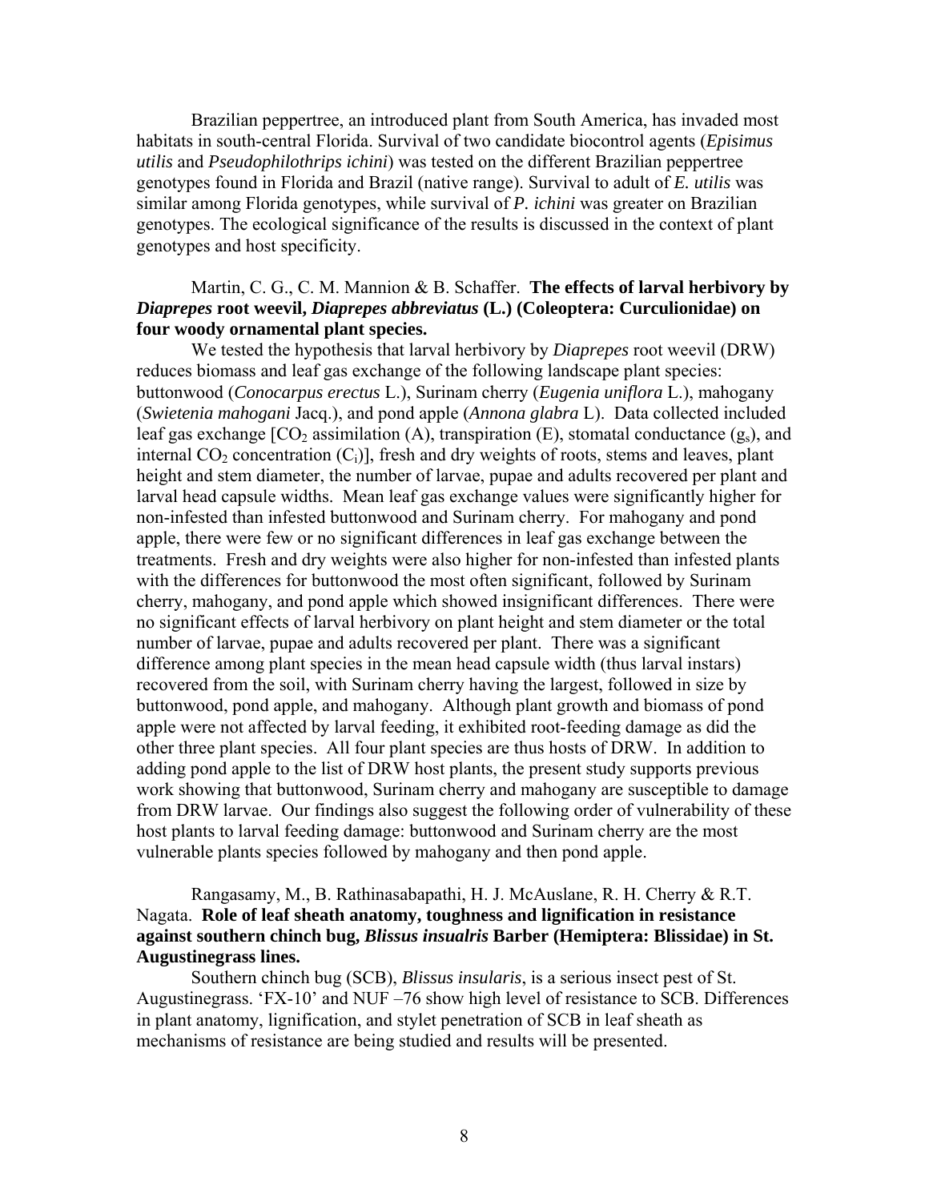Brazilian peppertree, an introduced plant from South America, has invaded most habitats in south-central Florida. Survival of two candidate biocontrol agents (*Episimus utilis* and *Pseudophilothrips ichini*) was tested on the different Brazilian peppertree genotypes found in Florida and Brazil (native range). Survival to adult of *E. utilis* was similar among Florida genotypes, while survival of *P. ichini* was greater on Brazilian genotypes. The ecological significance of the results is discussed in the context of plant genotypes and host specificity.

Martin, C. G., C. M. Mannion & B. Schaffer. **The effects of larval herbivory by *Diaprepes* root weevil, *Diaprepes abbreviatus* (L.) (Coleoptera: Curculionidae) on four woody ornamental plant species.**

We tested the hypothesis that larval herbivory by *Diaprepes* root weevil (DRW) reduces biomass and leaf gas exchange of the following landscape plant species: buttonwood (*Conocarpus erectus* L.), Surinam cherry (*Eugenia uniflora* L.), mahogany (*Swietenia mahogani* Jacq.), and pond apple (*Annona glabra* L). Data collected included leaf gas exchange [$CO_2$ assimilation (A), transpiration (E), stomatal conductance ($g_s$), and internal $CO_2$ concentration ($C_i$)], fresh and dry weights of roots, stems and leaves, plant height and stem diameter, the number of larvae, pupae and adults recovered per plant and larval head capsule widths. Mean leaf gas exchange values were significantly higher for non-infested than infested buttonwood and Surinam cherry. For mahogany and pond apple, there were few or no significant differences in leaf gas exchange between the treatments. Fresh and dry weights were also higher for non-infested than infested plants with the differences for buttonwood the most often significant, followed by Surinam cherry, mahogany, and pond apple which showed insignificant differences. There were no significant effects of larval herbivory on plant height and stem diameter or the total number of larvae, pupae and adults recovered per plant. There was a significant difference among plant species in the mean head capsule width (thus larval instars) recovered from the soil, with Surinam cherry having the largest, followed in size by buttonwood, pond apple, and mahogany. Although plant growth and biomass of pond apple were not affected by larval feeding, it exhibited root-feeding damage as did the other three plant species. All four plant species are thus hosts of DRW. In addition to adding pond apple to the list of DRW host plants, the present study supports previous work showing that buttonwood, Surinam cherry and mahogany are susceptible to damage from DRW larvae. Our findings also suggest the following order of vulnerability of these host plants to larval feeding damage: buttonwood and Surinam cherry are the most vulnerable plants species followed by mahogany and then pond apple.

Rangasamy, M., B. Rathinasabapathi, H. J. McAuslane, R. H. Cherry & R.T. Nagata. **Role of leaf sheath anatomy, toughness and lignification in resistance against southern chinch bug, *Blissus insualris* Barber (Hemiptera: Blissidae) in St. Augustinegrass lines.**

Southern chinch bug (SCB), *Blissus insularis*, is a serious insect pest of St. Augustinegrass. 'FX-10' and NUF –76 show high level of resistance to SCB. Differences in plant anatomy, lignification, and stylet penetration of SCB in leaf sheath as mechanisms of resistance are being studied and results will be presented.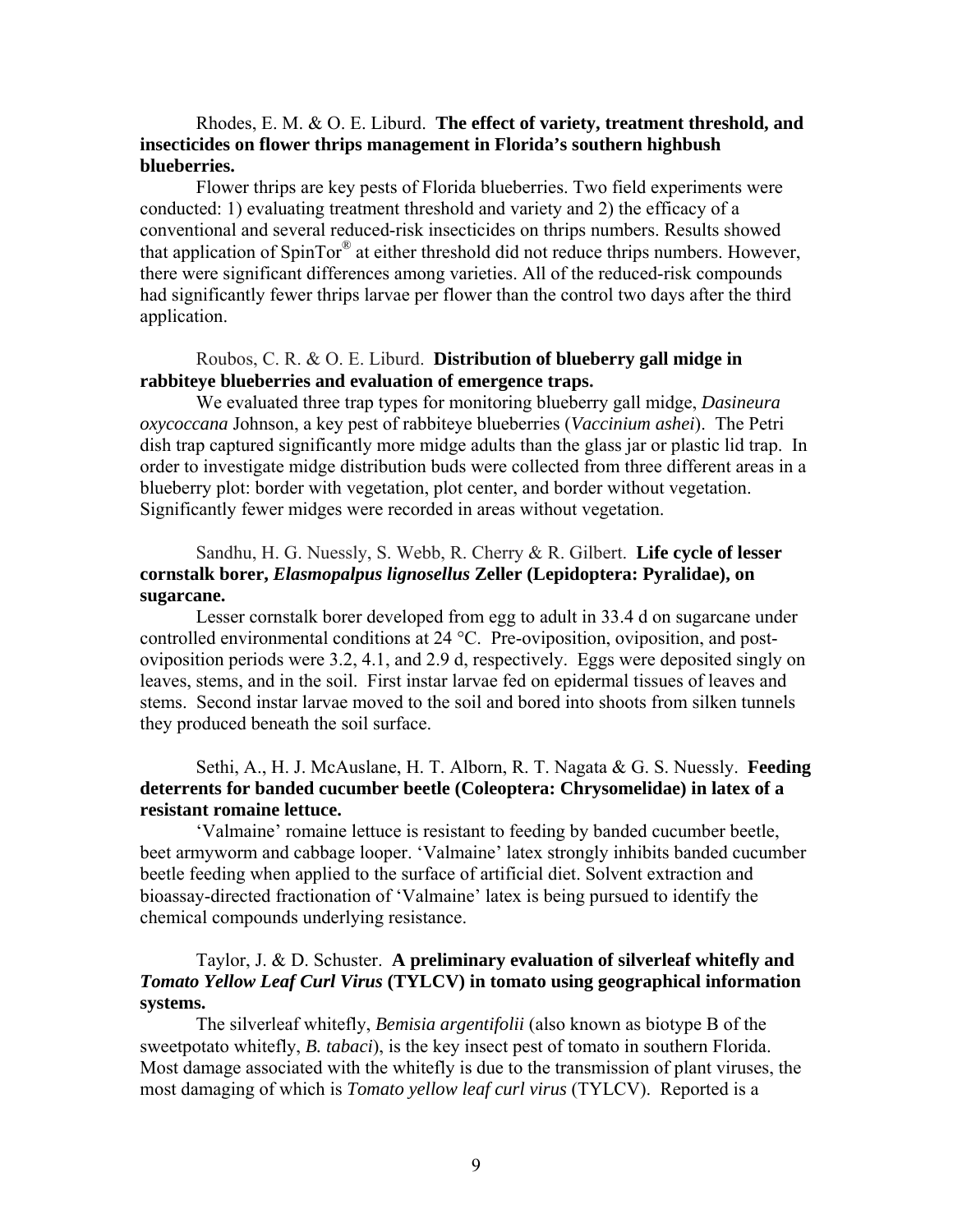Rhodes, E. M. & O. E. Liburd. **The effect of variety, treatment threshold, and insecticides on flower thrips management in Florida's southern highbush blueberries.**

Flower thrips are key pests of Florida blueberries. Two field experiments were conducted: 1) evaluating treatment threshold and variety and 2) the efficacy of a conventional and several reduced-risk insecticides on thrips numbers. Results showed that application of SpinTor® at either threshold did not reduce thrips numbers. However, there were significant differences among varieties. All of the reduced-risk compounds had significantly fewer thrips larvae per flower than the control two days after the third application.

Roubos, C. R. & O. E. Liburd. **Distribution of blueberry gall midge in rabbiteye blueberries and evaluation of emergence traps.**

We evaluated three trap types for monitoring blueberry gall midge, *Dasineura oxycoccana* Johnson, a key pest of rabbiteye blueberries (*Vaccinium ashei*). The Petri dish trap captured significantly more midge adults than the glass jar or plastic lid trap. In order to investigate midge distribution buds were collected from three different areas in a blueberry plot: border with vegetation, plot center, and border without vegetation. Significantly fewer midges were recorded in areas without vegetation.

Sandhu, H. G. Nuessly, S. Webb, R. Cherry & R. Gilbert. **Life cycle of lesser cornstalk borer, *Elasmopalpus lignosellus* Zeller (Lepidoptera: Pyralidae), on sugarcane.**

Lesser cornstalk borer developed from egg to adult in 33.4 d on sugarcane under controlled environmental conditions at 24 °C. Pre-oviposition, oviposition, and post-oviposition periods were 3.2, 4.1, and 2.9 d, respectively. Eggs were deposited singly on leaves, stems, and in the soil. First instar larvae fed on epidermal tissues of leaves and stems. Second instar larvae moved to the soil and bored into shoots from silken tunnels they produced beneath the soil surface.

Sethi, A., H. J. McAuslane, H. T. Alborn, R. T. Nagata & G. S. Nuessly. **Feeding deterrents for banded cucumber beetle (Coleoptera: Chrysomelidae) in latex of a resistant romaine lettuce.**

'Valmaine' romaine lettuce is resistant to feeding by banded cucumber beetle, beet armyworm and cabbage looper. 'Valmaine' latex strongly inhibits banded cucumber beetle feeding when applied to the surface of artificial diet. Solvent extraction and bioassay-directed fractionation of 'Valmaine' latex is being pursued to identify the chemical compounds underlying resistance.

Taylor, J. & D. Schuster. **A preliminary evaluation of silverleaf whitefly and *Tomato Yellow Leaf Curl Virus* (TYLCV) in tomato using geographical information systems.**

The silverleaf whitefly, *Bemisia argentifolii* (also known as biotype B of the sweetpotato whitefly, *B. tabaci*), is the key insect pest of tomato in southern Florida. Most damage associated with the whitefly is due to the transmission of plant viruses, the most damaging of which is *Tomato yellow leaf curl virus* (TYLCV). Reported is a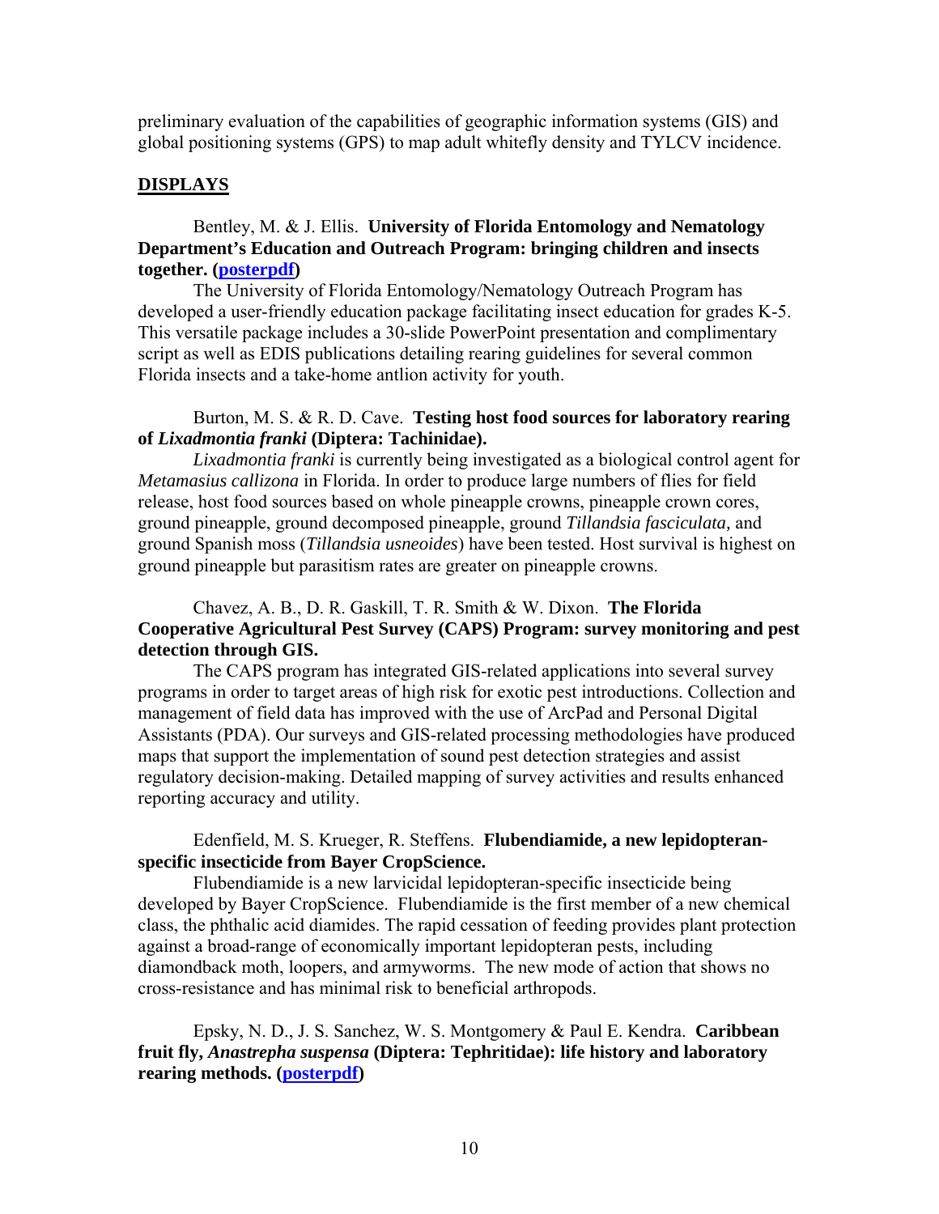preliminary evaluation of the capabilities of geographic information systems (GIS) and global positioning systems (GPS) to map adult whitefly density and TYLCV incidence.

## DISPLAYS

Bentley, M. & J. Ellis. **University of Florida Entomology and Nematology Department's Education and Outreach Program: bringing children and insects together. (posterpdf)**

The University of Florida Entomology/Nematology Outreach Program has developed a user-friendly education package facilitating insect education for grades K-5. This versatile package includes a 30-slide PowerPoint presentation and complimentary script as well as EDIS publications detailing rearing guidelines for several common Florida insects and a take-home antlion activity for youth.

Burton, M. S. & R. D. Cave. **Testing host food sources for laboratory rearing of *Lixadmontia franki* (Diptera: Tachinidae).**

*Lixadmontia franki* is currently being investigated as a biological control agent for *Metamasius callizona* in Florida. In order to produce large numbers of flies for field release, host food sources based on whole pineapple crowns, pineapple crown cores, ground pineapple, ground decomposed pineapple, ground *Tillandsia fasciculata,* and ground Spanish moss (*Tillandsia usneoides*) have been tested. Host survival is highest on ground pineapple but parasitism rates are greater on pineapple crowns.

Chavez, A. B., D. R. Gaskill, T. R. Smith & W. Dixon. **The Florida Cooperative Agricultural Pest Survey (CAPS) Program: survey monitoring and pest detection through GIS.**

The CAPS program has integrated GIS-related applications into several survey programs in order to target areas of high risk for exotic pest introductions. Collection and management of field data has improved with the use of ArcPad and Personal Digital Assistants (PDA). Our surveys and GIS-related processing methodologies have produced maps that support the implementation of sound pest detection strategies and assist regulatory decision-making. Detailed mapping of survey activities and results enhanced reporting accuracy and utility.

Edenfield, M. S. Krueger, R. Steffens. **Flubendiamide, a new lepidopteran-specific insecticide from Bayer CropScience.**

Flubendiamide is a new larvicidal lepidopteran-specific insecticide being developed by Bayer CropScience. Flubendiamide is the first member of a new chemical class, the phthalic acid diamides. The rapid cessation of feeding provides plant protection against a broad-range of economically important lepidopteran pests, including diamondback moth, loopers, and armyworms. The new mode of action that shows no cross-resistance and has minimal risk to beneficial arthropods.

Epsky, N. D., J. S. Sanchez, W. S. Montgomery & Paul E. Kendra. **Caribbean fruit fly, *Anastrepha suspensa* (Diptera: Tephritidae): life history and laboratory rearing methods. (posterpdf)**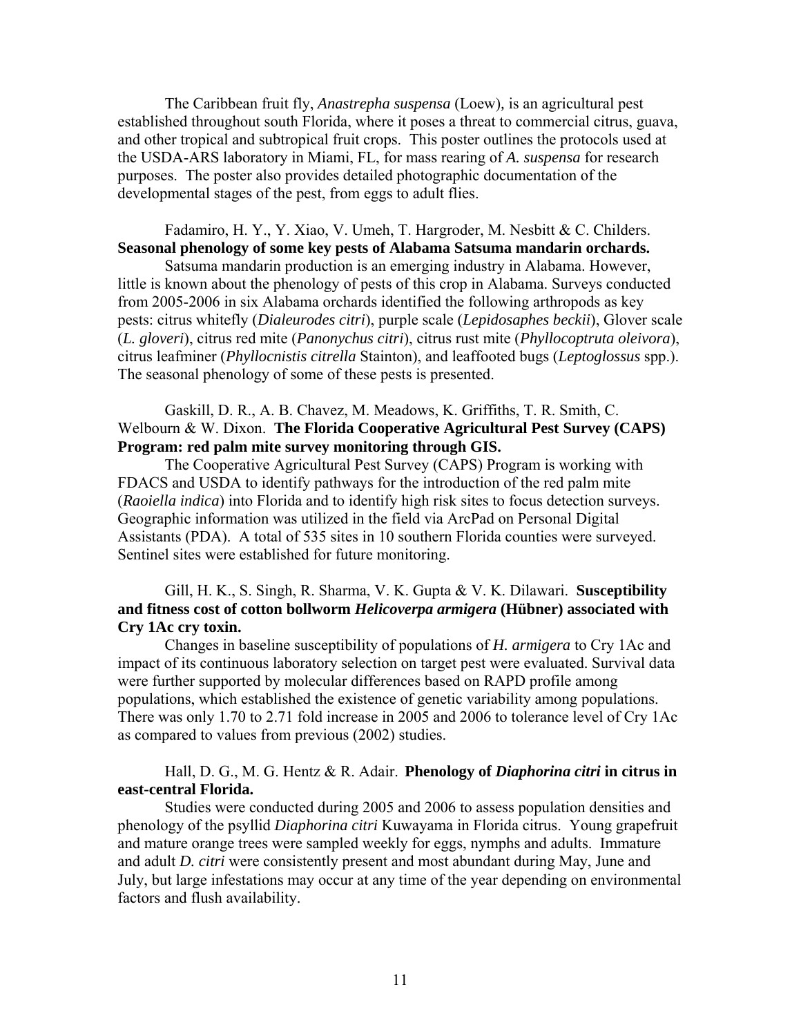The Caribbean fruit fly, *Anastrepha suspensa* (Loew), is an agricultural pest established throughout south Florida, where it poses a threat to commercial citrus, guava, and other tropical and subtropical fruit crops. This poster outlines the protocols used at the USDA-ARS laboratory in Miami, FL, for mass rearing of *A. suspensa* for research purposes. The poster also provides detailed photographic documentation of the developmental stages of the pest, from eggs to adult flies.

Fadamiro, H. Y., Y. Xiao, V. Umeh, T. Hargroder, M. Nesbitt & C. Childers. **Seasonal phenology of some key pests of Alabama Satsuma mandarin orchards.**

Satsuma mandarin production is an emerging industry in Alabama. However, little is known about the phenology of pests of this crop in Alabama. Surveys conducted from 2005-2006 in six Alabama orchards identified the following arthropods as key pests: citrus whitefly (*Dialeurodes citri*), purple scale (*Lepidosaphes beckii*), Glover scale (*L. gloveri*), citrus red mite (*Panonychus citri*), citrus rust mite (*Phyllocoptruta oleivora*), citrus leafminer (*Phyllocnistis citrella* Stainton), and leaffooted bugs (*Leptoglossus* spp.). The seasonal phenology of some of these pests is presented.

Gaskill, D. R., A. B. Chavez, M. Meadows, K. Griffiths, T. R. Smith, C. Welbourn & W. Dixon. **The Florida Cooperative Agricultural Pest Survey (CAPS) Program: red palm mite survey monitoring through GIS.**

The Cooperative Agricultural Pest Survey (CAPS) Program is working with FDACS and USDA to identify pathways for the introduction of the red palm mite (*Raoiella indica*) into Florida and to identify high risk sites to focus detection surveys. Geographic information was utilized in the field via ArcPad on Personal Digital Assistants (PDA). A total of 535 sites in 10 southern Florida counties were surveyed. Sentinel sites were established for future monitoring.

Gill, H. K., S. Singh, R. Sharma, V. K. Gupta & V. K. Dilawari. **Susceptibility and fitness cost of cotton bollworm *Helicoverpa armigera* (Hübner) associated with Cry 1Ac cry toxin.**

Changes in baseline susceptibility of populations of *H. armigera* to Cry 1Ac and impact of its continuous laboratory selection on target pest were evaluated. Survival data were further supported by molecular differences based on RAPD profile among populations, which established the existence of genetic variability among populations. There was only 1.70 to 2.71 fold increase in 2005 and 2006 to tolerance level of Cry 1Ac as compared to values from previous (2002) studies.

Hall, D. G., M. G. Hentz & R. Adair. **Phenology of *Diaphorina citri* in citrus in east-central Florida.**

Studies were conducted during 2005 and 2006 to assess population densities and phenology of the psyllid *Diaphorina citri* Kuwayama in Florida citrus. Young grapefruit and mature orange trees were sampled weekly for eggs, nymphs and adults. Immature and adult *D. citri* were consistently present and most abundant during May, June and July, but large infestations may occur at any time of the year depending on environmental factors and flush availability.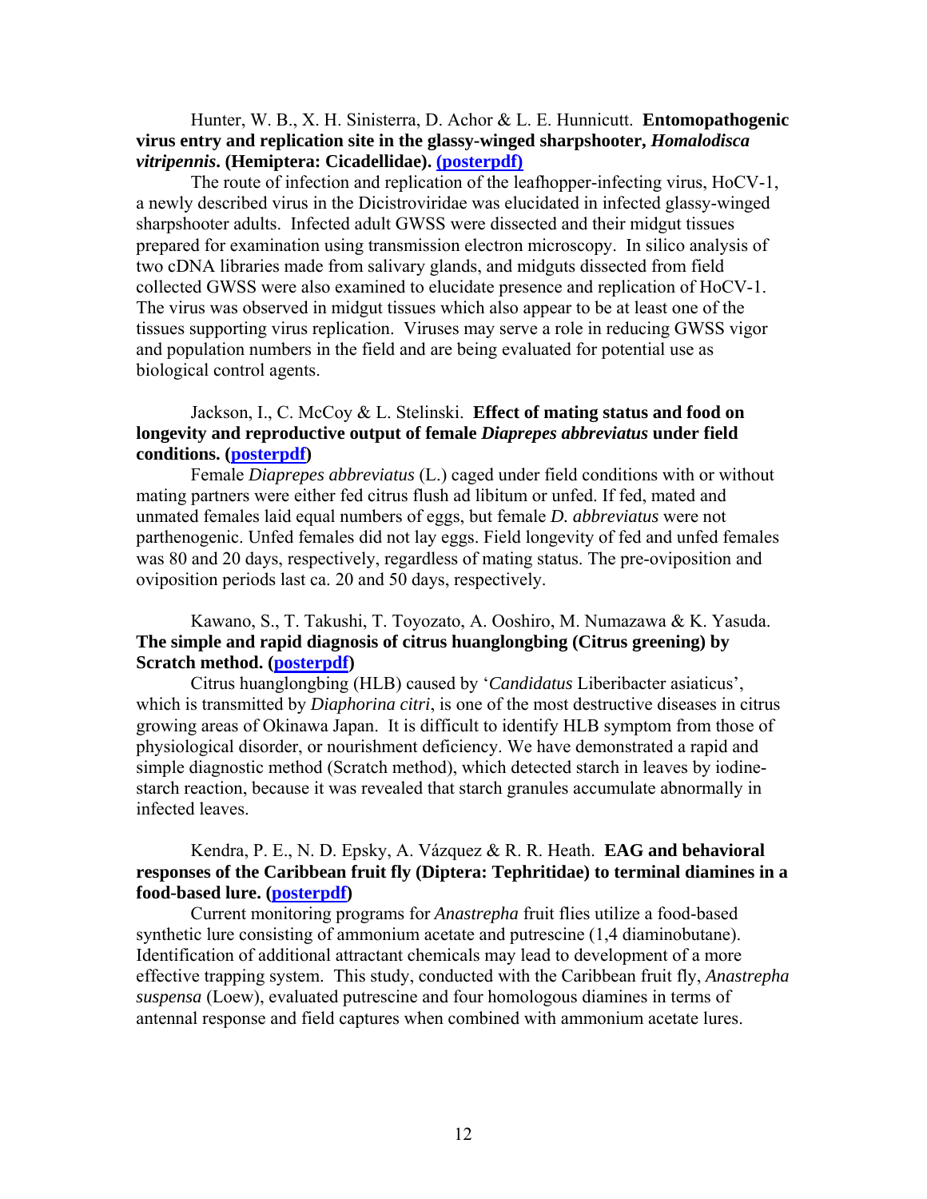Hunter, W. B., X. H. Sinisterra, D. Achor & L. E. Hunnicutt. **Entomopathogenic virus entry and replication site in the glassy-winged sharpshooter, *Homalodisca vitripennis*. (Hemiptera: Cicadellidae). (posterpdf)**

The route of infection and replication of the leafhopper-infecting virus, HoCV-1, a newly described virus in the Dicistroviridae was elucidated in infected glassy-winged sharpshooter adults. Infected adult GWSS were dissected and their midgut tissues prepared for examination using transmission electron microscopy. In silico analysis of two cDNA libraries made from salivary glands, and midguts dissected from field collected GWSS were also examined to elucidate presence and replication of HoCV-1. The virus was observed in midgut tissues which also appear to be at least one of the tissues supporting virus replication. Viruses may serve a role in reducing GWSS vigor and population numbers in the field and are being evaluated for potential use as biological control agents.

Jackson, I., C. McCoy & L. Stelinski. **Effect of mating status and food on longevity and reproductive output of female *Diaprepes abbreviatus* under field conditions. (posterpdf)**

Female *Diaprepes abbreviatus* (L.) caged under field conditions with or without mating partners were either fed citrus flush ad libitum or unfed. If fed, mated and unmated females laid equal numbers of eggs, but female *D. abbreviatus* were not parthenogenic. Unfed females did not lay eggs. Field longevity of fed and unfed females was 80 and 20 days, respectively, regardless of mating status. The pre-oviposition and oviposition periods last ca. 20 and 50 days, respectively.

Kawano, S., T. Takushi, T. Toyozato, A. Ooshiro, M. Numazawa & K. Yasuda. **The simple and rapid diagnosis of citrus huanglongbing (Citrus greening) by Scratch method. (posterpdf)**

Citrus huanglongbing (HLB) caused by '*Candidatus* Liberibacter asiaticus', which is transmitted by *Diaphorina citri*, is one of the most destructive diseases in citrus growing areas of Okinawa Japan. It is difficult to identify HLB symptom from those of physiological disorder, or nourishment deficiency. We have demonstrated a rapid and simple diagnostic method (Scratch method), which detected starch in leaves by iodine-starch reaction, because it was revealed that starch granules accumulate abnormally in infected leaves.

Kendra, P. E., N. D. Epsky, A. Vázquez & R. R. Heath. **EAG and behavioral responses of the Caribbean fruit fly (Diptera: Tephritidae) to terminal diamines in a food-based lure. (posterpdf)**

Current monitoring programs for *Anastrepha* fruit flies utilize a food-based synthetic lure consisting of ammonium acetate and putrescine (1,4 diaminobutane). Identification of additional attractant chemicals may lead to development of a more effective trapping system. This study, conducted with the Caribbean fruit fly, *Anastrepha suspensa* (Loew), evaluated putrescine and four homologous diamines in terms of antennal response and field captures when combined with ammonium acetate lures.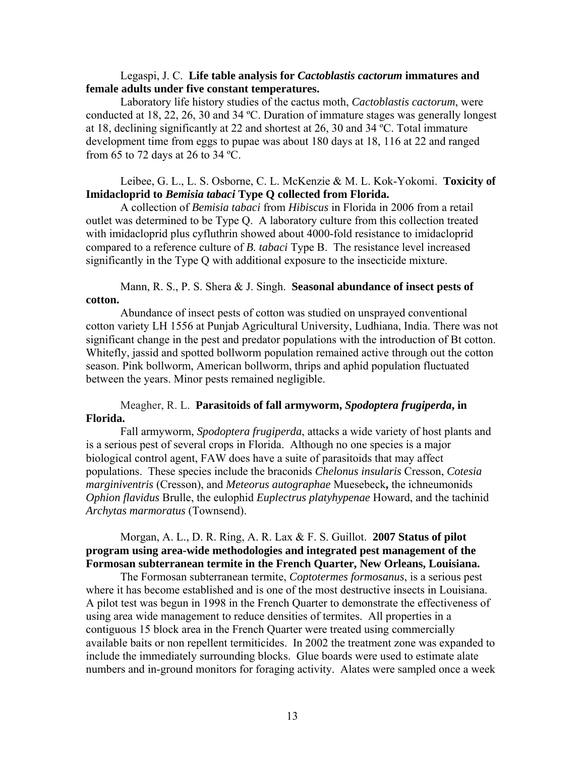Legaspi, J. C. **Life table analysis for *Cactoblastis cactorum* immatures and female adults under five constant temperatures.**

Laboratory life history studies of the cactus moth, *Cactoblastis cactorum*, were conducted at 18, 22, 26, 30 and 34 ºC. Duration of immature stages was generally longest at 18, declining significantly at 22 and shortest at 26, 30 and 34 ºC. Total immature development time from eggs to pupae was about 180 days at 18, 116 at 22 and ranged from 65 to 72 days at 26 to 34 ºC.

Leibee, G. L., L. S. Osborne, C. L. McKenzie & M. L. Kok-Yokomi. **Toxicity of Imidacloprid to *Bemisia tabaci* Type Q collected from Florida.**

A collection of *Bemisia tabaci* from *Hibiscus* in Florida in 2006 from a retail outlet was determined to be Type Q. A laboratory culture from this collection treated with imidacloprid plus cyfluthrin showed about 4000-fold resistance to imidacloprid compared to a reference culture of *B. tabaci* Type B. The resistance level increased significantly in the Type Q with additional exposure to the insecticide mixture.

Mann, R. S., P. S. Shera & J. Singh. **Seasonal abundance of insect pests of cotton.**

Abundance of insect pests of cotton was studied on unsprayed conventional cotton variety LH 1556 at Punjab Agricultural University, Ludhiana, India. There was not significant change in the pest and predator populations with the introduction of Bt cotton. Whitefly, jassid and spotted bollworm population remained active through out the cotton season. Pink bollworm, American bollworm, thrips and aphid population fluctuated between the years. Minor pests remained negligible.

Meagher, R. L. **Parasitoids of fall armyworm, *Spodoptera frugiperda*, in Florida.**

Fall armyworm, *Spodoptera frugiperda*, attacks a wide variety of host plants and is a serious pest of several crops in Florida. Although no one species is a major biological control agent, FAW does have a suite of parasitoids that may affect populations. These species include the braconids *Chelonus insularis* Cresson, *Cotesia marginiventris* (Cresson), and *Meteorus autographae* Muesebeck**,** the ichneumonids *Ophion flavidus* Brulle, the eulophid *Euplectrus platyhypenae* Howard, and the tachinid *Archytas marmoratus* (Townsend).

Morgan, A. L., D. R. Ring, A. R. Lax & F. S. Guillot. **2007 Status of pilot program using area-wide methodologies and integrated pest management of the Formosan subterranean termite in the French Quarter, New Orleans, Louisiana.**

The Formosan subterranean termite, *Coptotermes formosanus*, is a serious pest where it has become established and is one of the most destructive insects in Louisiana. A pilot test was begun in 1998 in the French Quarter to demonstrate the effectiveness of using area wide management to reduce densities of termites. All properties in a contiguous 15 block area in the French Quarter were treated using commercially available baits or non repellent termiticides. In 2002 the treatment zone was expanded to include the immediately surrounding blocks. Glue boards were used to estimate alate numbers and in-ground monitors for foraging activity. Alates were sampled once a week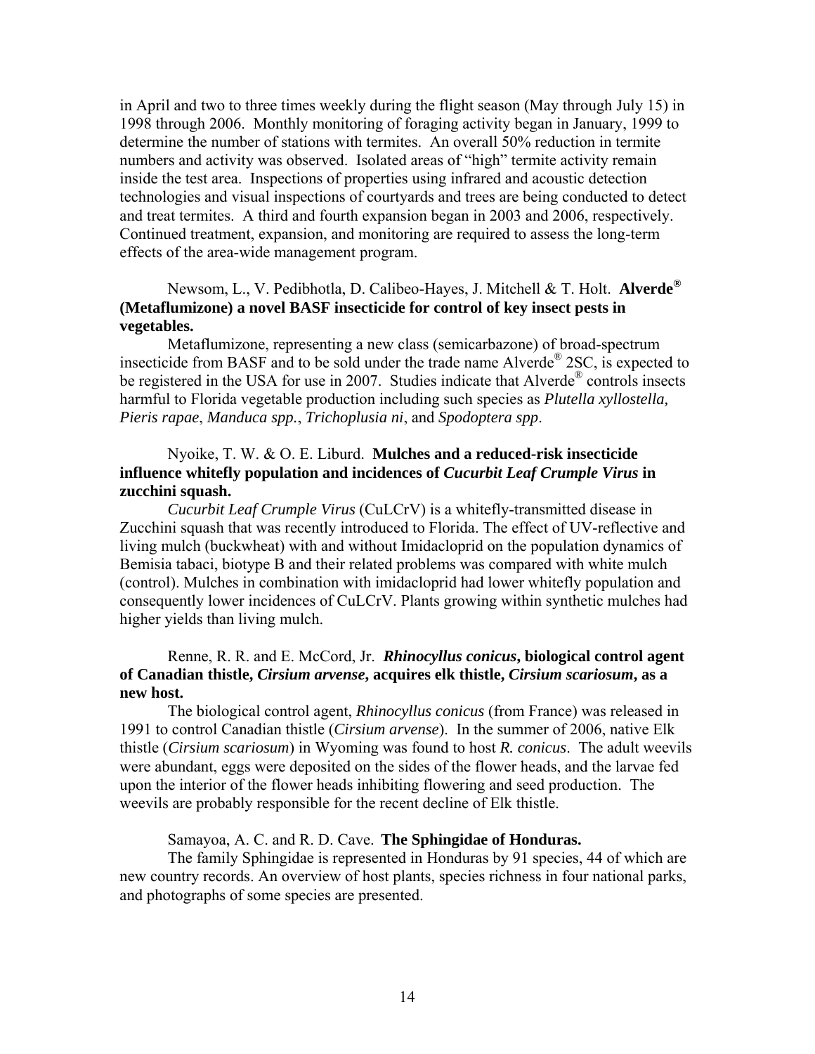in April and two to three times weekly during the flight season (May through July 15) in 1998 through 2006. Monthly monitoring of foraging activity began in January, 1999 to determine the number of stations with termites. An overall 50% reduction in termite numbers and activity was observed. Isolated areas of "high" termite activity remain inside the test area. Inspections of properties using infrared and acoustic detection technologies and visual inspections of courtyards and trees are being conducted to detect and treat termites. A third and fourth expansion began in 2003 and 2006, respectively. Continued treatment, expansion, and monitoring are required to assess the long-term effects of the area-wide management program.

Newsom, L., V. Pedibhotla, D. Calibeo-Hayes, J. Mitchell & T. Holt. **Alverde® (Metaflumizone) a novel BASF insecticide for control of key insect pests in vegetables.**

Metaflumizone, representing a new class (semicarbazone) of broad-spectrum insecticide from BASF and to be sold under the trade name Alverde® 2SC, is expected to be registered in the USA for use in 2007. Studies indicate that Alverde® controls insects harmful to Florida vegetable production including such species as *Plutella xyllostella*, *Pieris rapae*, *Manduca spp.*, *Trichoplusia ni*, and *Spodoptera spp*.

Nyoike, T. W. & O. E. Liburd. **Mulches and a reduced-risk insecticide influence whitefly population and incidences of *Cucurbit Leaf Crumple Virus* in zucchini squash.**

*Cucurbit Leaf Crumple Virus* (CuLCrV) is a whitefly-transmitted disease in Zucchini squash that was recently introduced to Florida. The effect of UV-reflective and living mulch (buckwheat) with and without Imidacloprid on the population dynamics of Bemisia tabaci, biotype B and their related problems was compared with white mulch (control). Mulches in combination with imidacloprid had lower whitefly population and consequently lower incidences of CuLCrV. Plants growing within synthetic mulches had higher yields than living mulch.

Renne, R. R. and E. McCord, Jr. ***Rhinocyllus conicus*, biological control agent of Canadian thistle, *Cirsium arvense*, acquires elk thistle, *Cirsium scariosum*, as a new host.**

The biological control agent, *Rhinocyllus conicus* (from France) was released in 1991 to control Canadian thistle (*Cirsium arvense*). In the summer of 2006, native Elk thistle (*Cirsium scariosum*) in Wyoming was found to host *R. conicus*. The adult weevils were abundant, eggs were deposited on the sides of the flower heads, and the larvae fed upon the interior of the flower heads inhibiting flowering and seed production. The weevils are probably responsible for the recent decline of Elk thistle.

Samayoa, A. C. and R. D. Cave. **The Sphingidae of Honduras.**

The family Sphingidae is represented in Honduras by 91 species, 44 of which are new country records. An overview of host plants, species richness in four national parks, and photographs of some species are presented.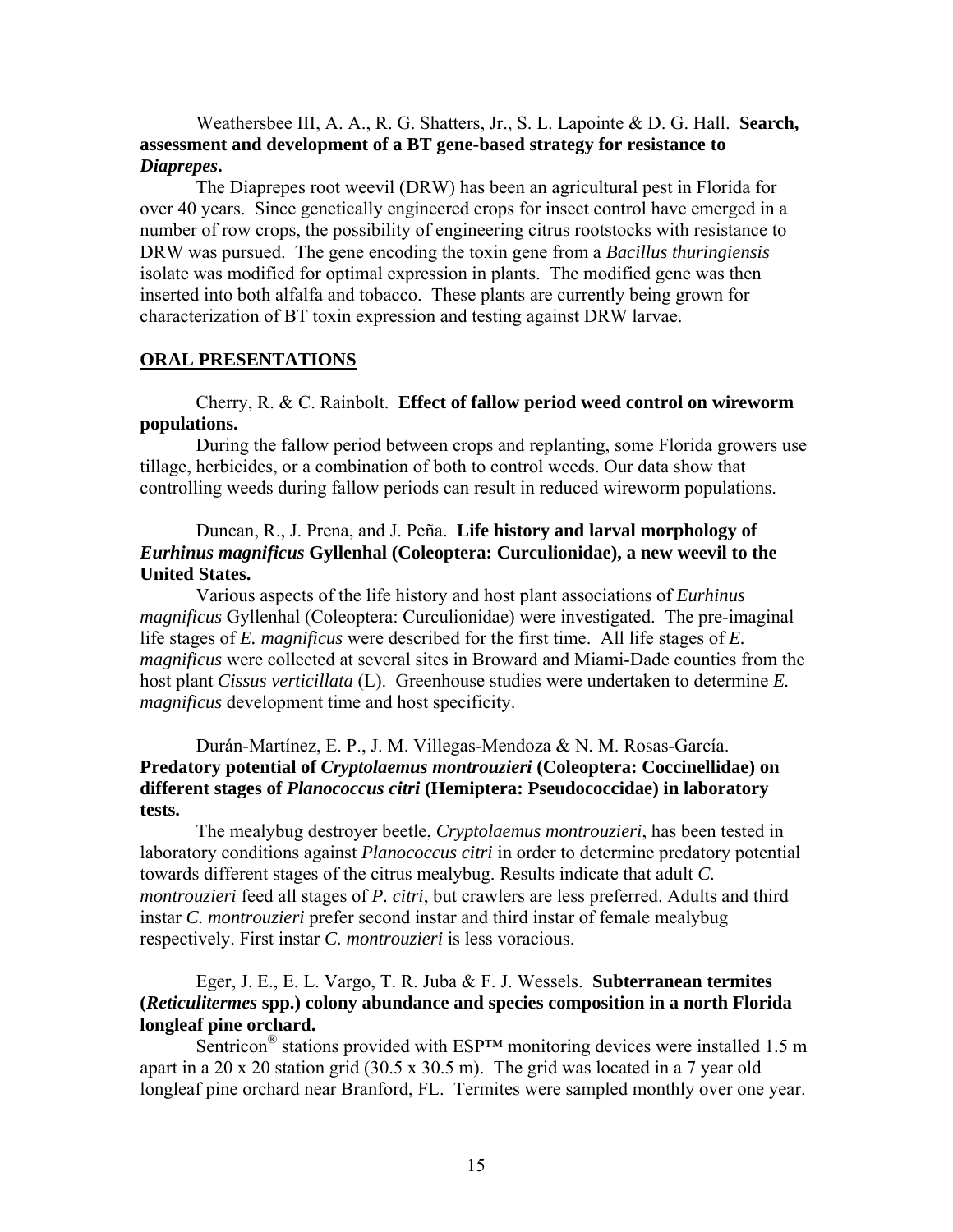Weathersbee III, A. A., R. G. Shatters, Jr., S. L. Lapointe & D. G. Hall. **Search, assessment and development of a BT gene-based strategy for resistance to *Diaprepes*.**

The Diaprepes root weevil (DRW) has been an agricultural pest in Florida for over 40 years. Since genetically engineered crops for insect control have emerged in a number of row crops, the possibility of engineering citrus rootstocks with resistance to DRW was pursued. The gene encoding the toxin gene from a *Bacillus thuringiensis* isolate was modified for optimal expression in plants. The modified gene was then inserted into both alfalfa and tobacco. These plants are currently being grown for characterization of BT toxin expression and testing against DRW larvae.

## ORAL PRESENTATIONS

Cherry, R. & C. Rainbolt. **Effect of fallow period weed control on wireworm populations.**

During the fallow period between crops and replanting, some Florida growers use tillage, herbicides, or a combination of both to control weeds. Our data show that controlling weeds during fallow periods can result in reduced wireworm populations.

Duncan, R., J. Prena, and J. Peña. **Life history and larval morphology of *Eurhinus magnificus* Gyllenhal (Coleoptera: Curculionidae), a new weevil to the United States.**

Various aspects of the life history and host plant associations of *Eurhinus magnificus* Gyllenhal (Coleoptera: Curculionidae) were investigated. The pre-imaginal life stages of *E. magnificus* were described for the first time. All life stages of *E. magnificus* were collected at several sites in Broward and Miami-Dade counties from the host plant *Cissus verticillata* (L). Greenhouse studies were undertaken to determine *E. magnificus* development time and host specificity.

Durán-Martínez, E. P., J. M. Villegas-Mendoza & N. M. Rosas-García. **Predatory potential of *Cryptolaemus montrouzieri* (Coleoptera: Coccinellidae) on different stages of *Planococcus citri* (Hemiptera: Pseudococcidae) in laboratory tests.**

The mealybug destroyer beetle, *Cryptolaemus montrouzieri*, has been tested in laboratory conditions against *Planococcus citri* in order to determine predatory potential towards different stages of the citrus mealybug. Results indicate that adult *C. montrouzieri* feed all stages of *P. citri*, but crawlers are less preferred. Adults and third instar *C. montrouzieri* prefer second instar and third instar of female mealybug respectively. First instar *C. montrouzieri* is less voracious.

Eger, J. E., E. L. Vargo, T. R. Juba & F. J. Wessels. **Subterranean termites (*Reticulitermes* spp.) colony abundance and species composition in a north Florida longleaf pine orchard.**

Sentricon® stations provided with ESP™ monitoring devices were installed 1.5 m apart in a 20 x 20 station grid (30.5 x 30.5 m). The grid was located in a 7 year old longleaf pine orchard near Branford, FL. Termites were sampled monthly over one year.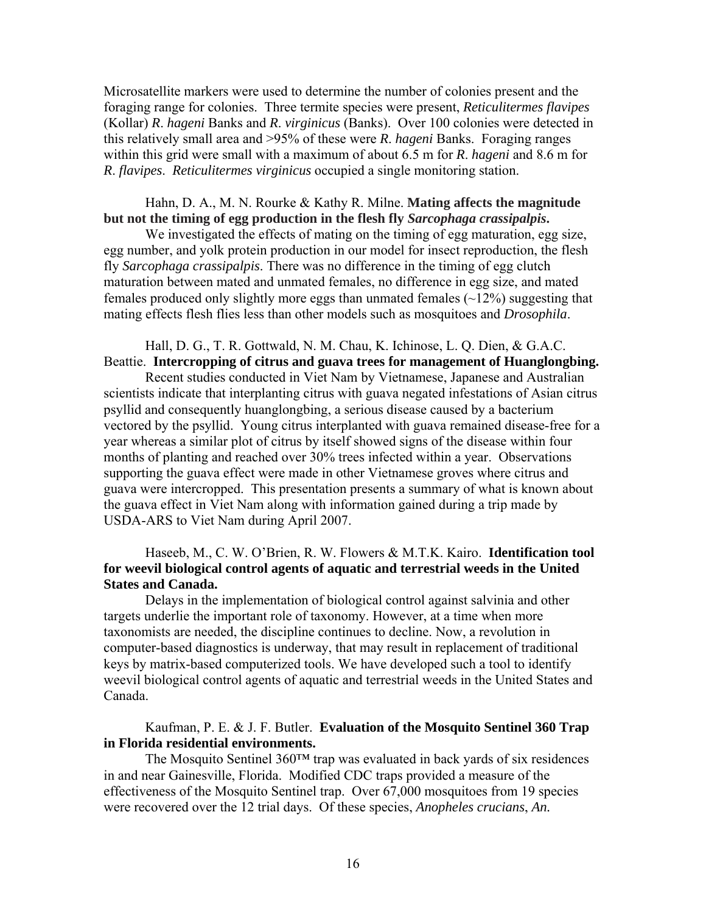Microsatellite markers were used to determine the number of colonies present and the foraging range for colonies. Three termite species were present, *Reticulitermes flavipes* (Kollar) *R. hageni* Banks and *R. virginicus* (Banks). Over 100 colonies were detected in this relatively small area and >95% of these were *R. hageni* Banks. Foraging ranges within this grid were small with a maximum of about 6.5 m for *R. hageni* and 8.6 m for *R. flavipes*. *Reticulitermes virginicus* occupied a single monitoring station.

Hahn, D. A., M. N. Rourke & Kathy R. Milne. **Mating affects the magnitude but not the timing of egg production in the flesh fly *Sarcophaga crassipalpis*.**

We investigated the effects of mating on the timing of egg maturation, egg size, egg number, and yolk protein production in our model for insect reproduction, the flesh fly *Sarcophaga crassipalpis*. There was no difference in the timing of egg clutch maturation between mated and unmated females, no difference in egg size, and mated females produced only slightly more eggs than unmated females (~12%) suggesting that mating effects flesh flies less than other models such as mosquitoes and *Drosophila*.

Hall, D. G., T. R. Gottwald, N. M. Chau, K. Ichinose, L. Q. Dien, & G.A.C. Beattie. **Intercropping of citrus and guava trees for management of Huanglongbing.**

Recent studies conducted in Viet Nam by Vietnamese, Japanese and Australian scientists indicate that interplanting citrus with guava negated infestations of Asian citrus psyllid and consequently huanglongbing, a serious disease caused by a bacterium vectored by the psyllid. Young citrus interplanted with guava remained disease-free for a year whereas a similar plot of citrus by itself showed signs of the disease within four months of planting and reached over 30% trees infected within a year. Observations supporting the guava effect were made in other Vietnamese groves where citrus and guava were intercropped. This presentation presents a summary of what is known about the guava effect in Viet Nam along with information gained during a trip made by USDA-ARS to Viet Nam during April 2007.

Haseeb, M., C. W. O'Brien, R. W. Flowers & M.T.K. Kairo. **Identification tool for weevil biological control agents of aquatic and terrestrial weeds in the United States and Canada.**

Delays in the implementation of biological control against salvinia and other targets underlie the important role of taxonomy. However, at a time when more taxonomists are needed, the discipline continues to decline. Now, a revolution in computer-based diagnostics is underway, that may result in replacement of traditional keys by matrix-based computerized tools. We have developed such a tool to identify weevil biological control agents of aquatic and terrestrial weeds in the United States and Canada.

Kaufman, P. E. & J. F. Butler. **Evaluation of the Mosquito Sentinel 360 Trap in Florida residential environments.**

The Mosquito Sentinel 360™ trap was evaluated in back yards of six residences in and near Gainesville, Florida. Modified CDC traps provided a measure of the effectiveness of the Mosquito Sentinel trap. Over 67,000 mosquitoes from 19 species were recovered over the 12 trial days. Of these species, *Anopheles crucians*, *An.*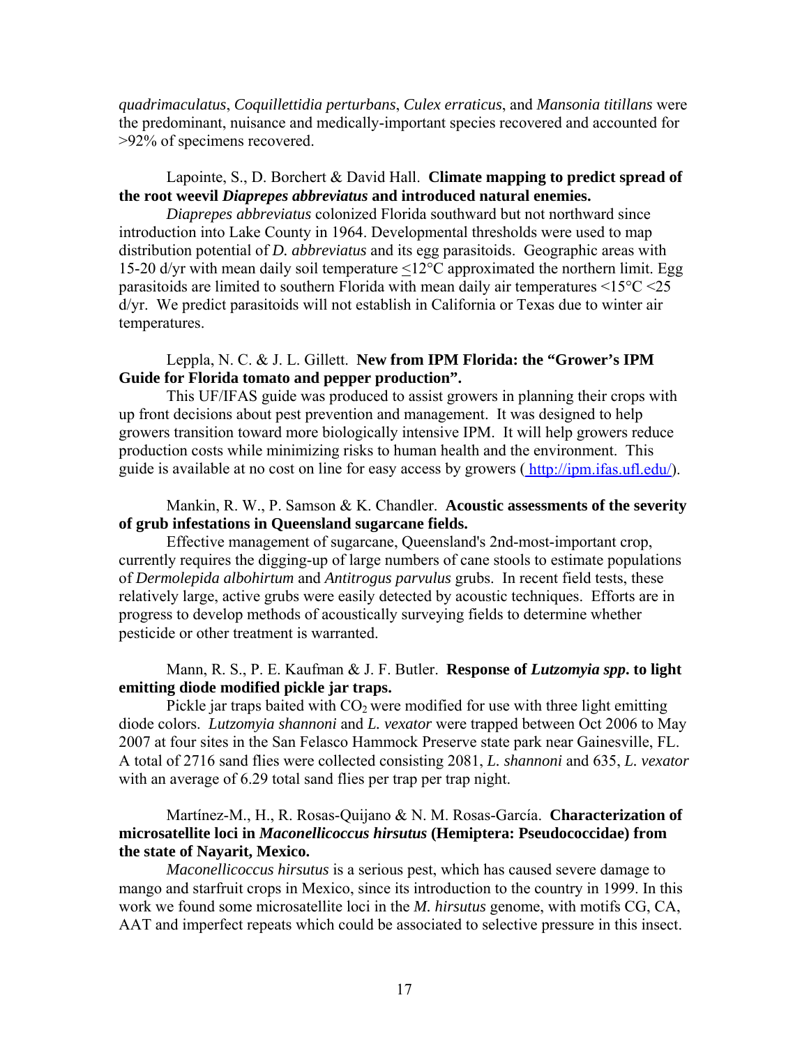*quadrimaculatus*, *Coquillettidia perturbans*, *Culex erraticus*, and *Mansonia titillans* were the predominant, nuisance and medically-important species recovered and accounted for >92% of specimens recovered.

Lapointe, S., D. Borchert & David Hall. **Climate mapping to predict spread of the root weevil *Diaprepes abbreviatus* and introduced natural enemies.**

*Diaprepes abbreviatus* colonized Florida southward but not northward since introduction into Lake County in 1964. Developmental thresholds were used to map distribution potential of *D. abbreviatus* and its egg parasitoids. Geographic areas with 15-20 d/yr with mean daily soil temperature $\leq$12°C approximated the northern limit. Egg parasitoids are limited to southern Florida with mean daily air temperatures <15°C <25 d/yr. We predict parasitoids will not establish in California or Texas due to winter air temperatures.

Leppla, N. C. & J. L. Gillett. **New from IPM Florida: the "Grower's IPM Guide for Florida tomato and pepper production".**

This UF/IFAS guide was produced to assist growers in planning their crops with up front decisions about pest prevention and management. It was designed to help growers transition toward more biologically intensive IPM. It will help growers reduce production costs while minimizing risks to human health and the environment. This guide is available at no cost on line for easy access by growers ( http://ipm.ifas.ufl.edu/).

Mankin, R. W., P. Samson & K. Chandler. **Acoustic assessments of the severity of grub infestations in Queensland sugarcane fields.**

Effective management of sugarcane, Queensland's 2nd-most-important crop, currently requires the digging-up of large numbers of cane stools to estimate populations of *Dermolepida albohirtum* and *Antitrogus parvulus* grubs. In recent field tests, these relatively large, active grubs were easily detected by acoustic techniques. Efforts are in progress to develop methods of acoustically surveying fields to determine whether pesticide or other treatment is warranted.

Mann, R. S., P. E. Kaufman & J. F. Butler. **Response of *Lutzomyia spp*. to light emitting diode modified pickle jar traps.**

Pickle jar traps baited with $CO_2$ were modified for use with three light emitting diode colors. *Lutzomyia shannoni* and *L. vexator* were trapped between Oct 2006 to May 2007 at four sites in the San Felasco Hammock Preserve state park near Gainesville, FL. A total of 2716 sand flies were collected consisting 2081, *L. shannoni* and 635, *L. vexator* with an average of 6.29 total sand flies per trap per trap night.

Martínez-M., H., R. Rosas-Quijano & N. M. Rosas-García. **Characterization of microsatellite loci in *Maconellicoccus hirsutus* (Hemiptera: Pseudococcidae) from the state of Nayarit, Mexico.**

*Maconellicoccus hirsutus* is a serious pest, which has caused severe damage to mango and starfruit crops in Mexico, since its introduction to the country in 1999. In this work we found some microsatellite loci in the *M. hirsutus* genome, with motifs CG, CA, AAT and imperfect repeats which could be associated to selective pressure in this insect.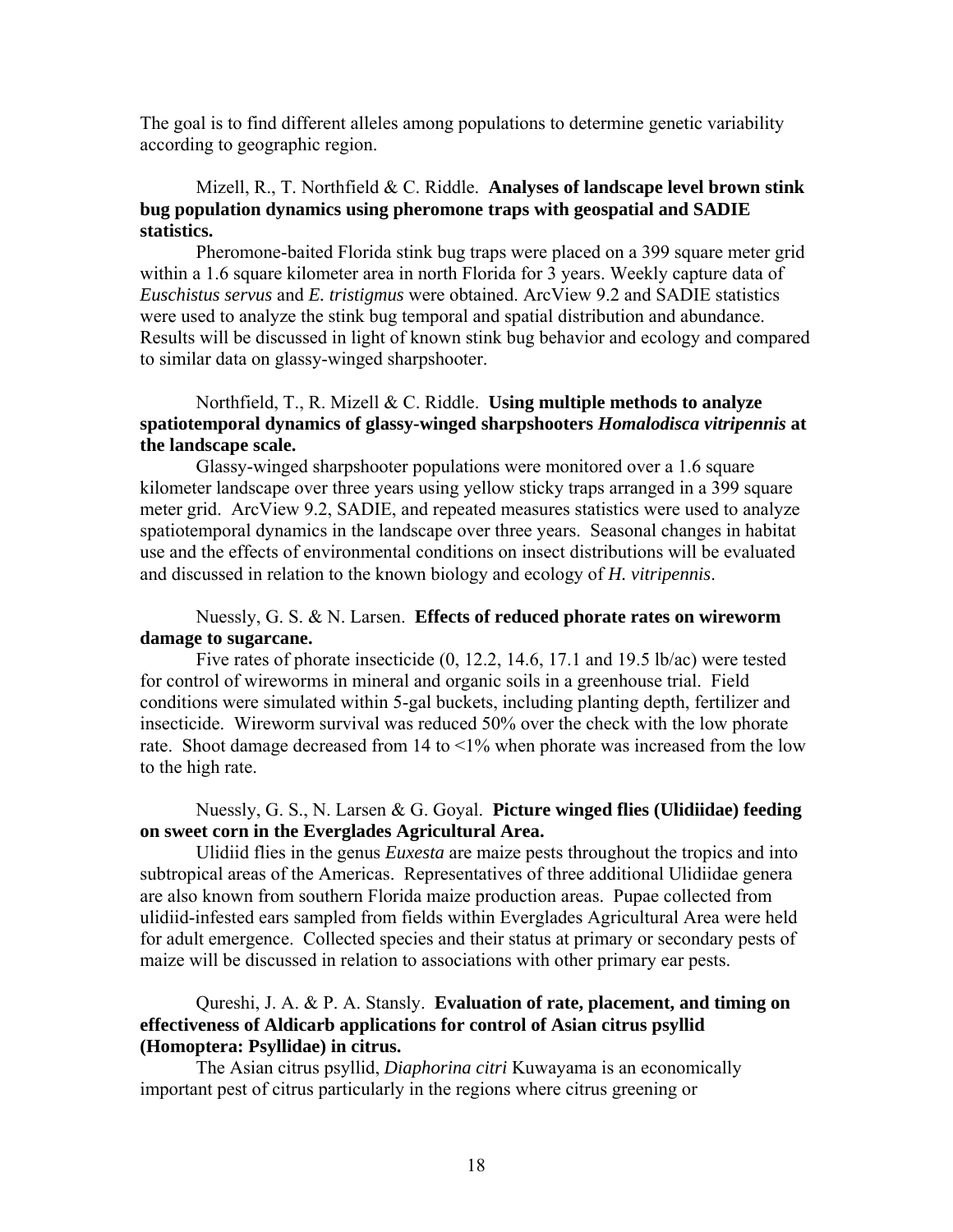The goal is to find different alleles among populations to determine genetic variability according to geographic region.

Mizell, R., T. Northfield & C. Riddle. **Analyses of landscape level brown stink bug population dynamics using pheromone traps with geospatial and SADIE statistics.**

Pheromone-baited Florida stink bug traps were placed on a 399 square meter grid within a 1.6 square kilometer area in north Florida for 3 years. Weekly capture data of *Euschistus servus* and *E. tristigmus* were obtained. ArcView 9.2 and SADIE statistics were used to analyze the stink bug temporal and spatial distribution and abundance. Results will be discussed in light of known stink bug behavior and ecology and compared to similar data on glassy-winged sharpshooter.

Northfield, T., R. Mizell & C. Riddle. **Using multiple methods to analyze spatiotemporal dynamics of glassy-winged sharpshooters *Homalodisca vitripennis* at the landscape scale.**

Glassy-winged sharpshooter populations were monitored over a 1.6 square kilometer landscape over three years using yellow sticky traps arranged in a 399 square meter grid. ArcView 9.2, SADIE, and repeated measures statistics were used to analyze spatiotemporal dynamics in the landscape over three years. Seasonal changes in habitat use and the effects of environmental conditions on insect distributions will be evaluated and discussed in relation to the known biology and ecology of *H. vitripennis*.

Nuessly, G. S. & N. Larsen. **Effects of reduced phorate rates on wireworm damage to sugarcane.**

Five rates of phorate insecticide (0, 12.2, 14.6, 17.1 and 19.5 lb/ac) were tested for control of wireworms in mineral and organic soils in a greenhouse trial. Field conditions were simulated within 5-gal buckets, including planting depth, fertilizer and insecticide. Wireworm survival was reduced 50% over the check with the low phorate rate. Shoot damage decreased from 14 to <1% when phorate was increased from the low to the high rate.

Nuessly, G. S., N. Larsen & G. Goyal. **Picture winged flies (Ulidiidae) feeding on sweet corn in the Everglades Agricultural Area.**

Ulidiid flies in the genus *Euxesta* are maize pests throughout the tropics and into subtropical areas of the Americas. Representatives of three additional Ulidiidae genera are also known from southern Florida maize production areas. Pupae collected from ulidiid-infested ears sampled from fields within Everglades Agricultural Area were held for adult emergence. Collected species and their status at primary or secondary pests of maize will be discussed in relation to associations with other primary ear pests.

Qureshi, J. A. & P. A. Stansly. **Evaluation of rate, placement, and timing on effectiveness of Aldicarb applications for control of Asian citrus psyllid (Homoptera: Psyllidae) in citrus.**

The Asian citrus psyllid, *Diaphorina citri* Kuwayama is an economically important pest of citrus particularly in the regions where citrus greening or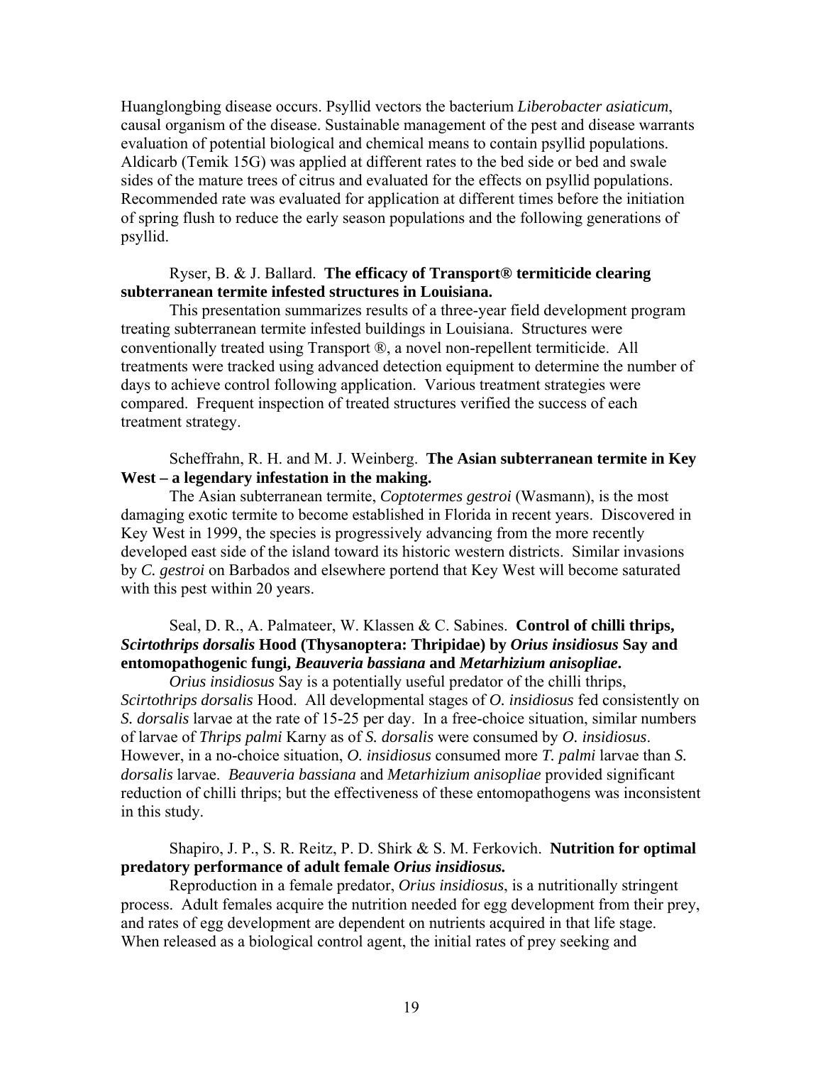Huanglongbing disease occurs. Psyllid vectors the bacterium *Liberobacter asiaticum*, causal organism of the disease. Sustainable management of the pest and disease warrants evaluation of potential biological and chemical means to contain psyllid populations. Aldicarb (Temik 15G) was applied at different rates to the bed side or bed and swale sides of the mature trees of citrus and evaluated for the effects on psyllid populations. Recommended rate was evaluated for application at different times before the initiation of spring flush to reduce the early season populations and the following generations of psyllid.

Ryser, B. & J. Ballard. **The efficacy of Transport® termiticide clearing subterranean termite infested structures in Louisiana.**

This presentation summarizes results of a three-year field development program treating subterranean termite infested buildings in Louisiana. Structures were conventionally treated using Transport ®, a novel non-repellent termiticide. All treatments were tracked using advanced detection equipment to determine the number of days to achieve control following application. Various treatment strategies were compared. Frequent inspection of treated structures verified the success of each treatment strategy.

Scheffrahn, R. H. and M. J. Weinberg. **The Asian subterranean termite in Key West – a legendary infestation in the making.**

The Asian subterranean termite, *Coptotermes gestroi* (Wasmann), is the most damaging exotic termite to become established in Florida in recent years. Discovered in Key West in 1999, the species is progressively advancing from the more recently developed east side of the island toward its historic western districts. Similar invasions by *C. gestroi* on Barbados and elsewhere portend that Key West will become saturated with this pest within 20 years.

Seal, D. R., A. Palmateer, W. Klassen & C. Sabines. **Control of chilli thrips, *Scirtothrips dorsalis* Hood (Thysanoptera: Thripidae) by *Orius insidiosus* Say and entomopathogenic fungi, *Beauveria bassiana* and *Metarhizium anisopliae*.**

*Orius insidiosus* Say is a potentially useful predator of the chilli thrips, *Scirtothrips dorsalis* Hood. All developmental stages of *O. insidiosus* fed consistently on *S. dorsalis* larvae at the rate of 15-25 per day. In a free-choice situation, similar numbers of larvae of *Thrips palmi* Karny as of *S. dorsalis* were consumed by *O. insidiosus*. However, in a no-choice situation, *O. insidiosus* consumed more *T. palmi* larvae than *S. dorsalis* larvae. *Beauveria bassiana* and *Metarhizium anisopliae* provided significant reduction of chilli thrips; but the effectiveness of these entomopathogens was inconsistent in this study.

Shapiro, J. P., S. R. Reitz, P. D. Shirk & S. M. Ferkovich. **Nutrition for optimal predatory performance of adult female *Orius insidiosus*.**

Reproduction in a female predator, *Orius insidiosus*, is a nutritionally stringent process. Adult females acquire the nutrition needed for egg development from their prey, and rates of egg development are dependent on nutrients acquired in that life stage. When released as a biological control agent, the initial rates of prey seeking and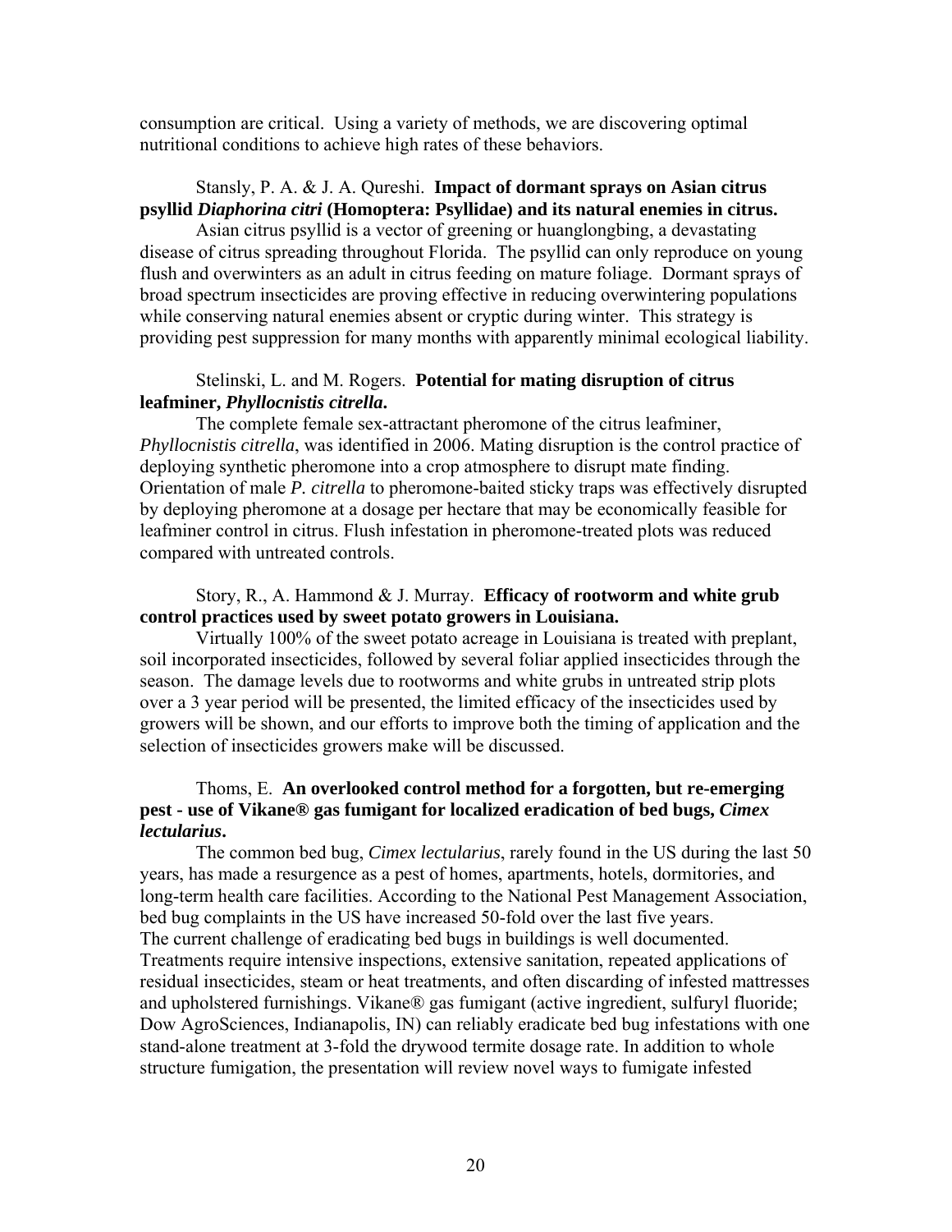consumption are critical. Using a variety of methods, we are discovering optimal nutritional conditions to achieve high rates of these behaviors.

Stansly, P. A. & J. A. Qureshi. **Impact of dormant sprays on Asian citrus psyllid *Diaphorina citri* (Homoptera: Psyllidae) and its natural enemies in citrus.**

Asian citrus psyllid is a vector of greening or huanglongbing, a devastating disease of citrus spreading throughout Florida. The psyllid can only reproduce on young flush and overwinters as an adult in citrus feeding on mature foliage. Dormant sprays of broad spectrum insecticides are proving effective in reducing overwintering populations while conserving natural enemies absent or cryptic during winter. This strategy is providing pest suppression for many months with apparently minimal ecological liability.

Stelinski, L. and M. Rogers. **Potential for mating disruption of citrus leafminer, *Phyllocnistis citrella*.**

The complete female sex-attractant pheromone of the citrus leafminer, *Phyllocnistis citrella*, was identified in 2006. Mating disruption is the control practice of deploying synthetic pheromone into a crop atmosphere to disrupt mate finding. Orientation of male *P. citrella* to pheromone-baited sticky traps was effectively disrupted by deploying pheromone at a dosage per hectare that may be economically feasible for leafminer control in citrus. Flush infestation in pheromone-treated plots was reduced compared with untreated controls.

Story, R., A. Hammond & J. Murray. **Efficacy of rootworm and white grub control practices used by sweet potato growers in Louisiana.**

Virtually 100% of the sweet potato acreage in Louisiana is treated with preplant, soil incorporated insecticides, followed by several foliar applied insecticides through the season. The damage levels due to rootworms and white grubs in untreated strip plots over a 3 year period will be presented, the limited efficacy of the insecticides used by growers will be shown, and our efforts to improve both the timing of application and the selection of insecticides growers make will be discussed.

Thoms, E. **An overlooked control method for a forgotten, but re-emerging pest - use of Vikane® gas fumigant for localized eradication of bed bugs, *Cimex lectularius*.**

The common bed bug, *Cimex lectularius*, rarely found in the US during the last 50 years, has made a resurgence as a pest of homes, apartments, hotels, dormitories, and long-term health care facilities. According to the National Pest Management Association, bed bug complaints in the US have increased 50-fold over the last five years.
The current challenge of eradicating bed bugs in buildings is well documented. Treatments require intensive inspections, extensive sanitation, repeated applications of residual insecticides, steam or heat treatments, and often discarding of infested mattresses and upholstered furnishings. Vikane® gas fumigant (active ingredient, sulfuryl fluoride; Dow AgroSciences, Indianapolis, IN) can reliably eradicate bed bug infestations with one stand-alone treatment at 3-fold the drywood termite dosage rate. In addition to whole structure fumigation, the presentation will review novel ways to fumigate infested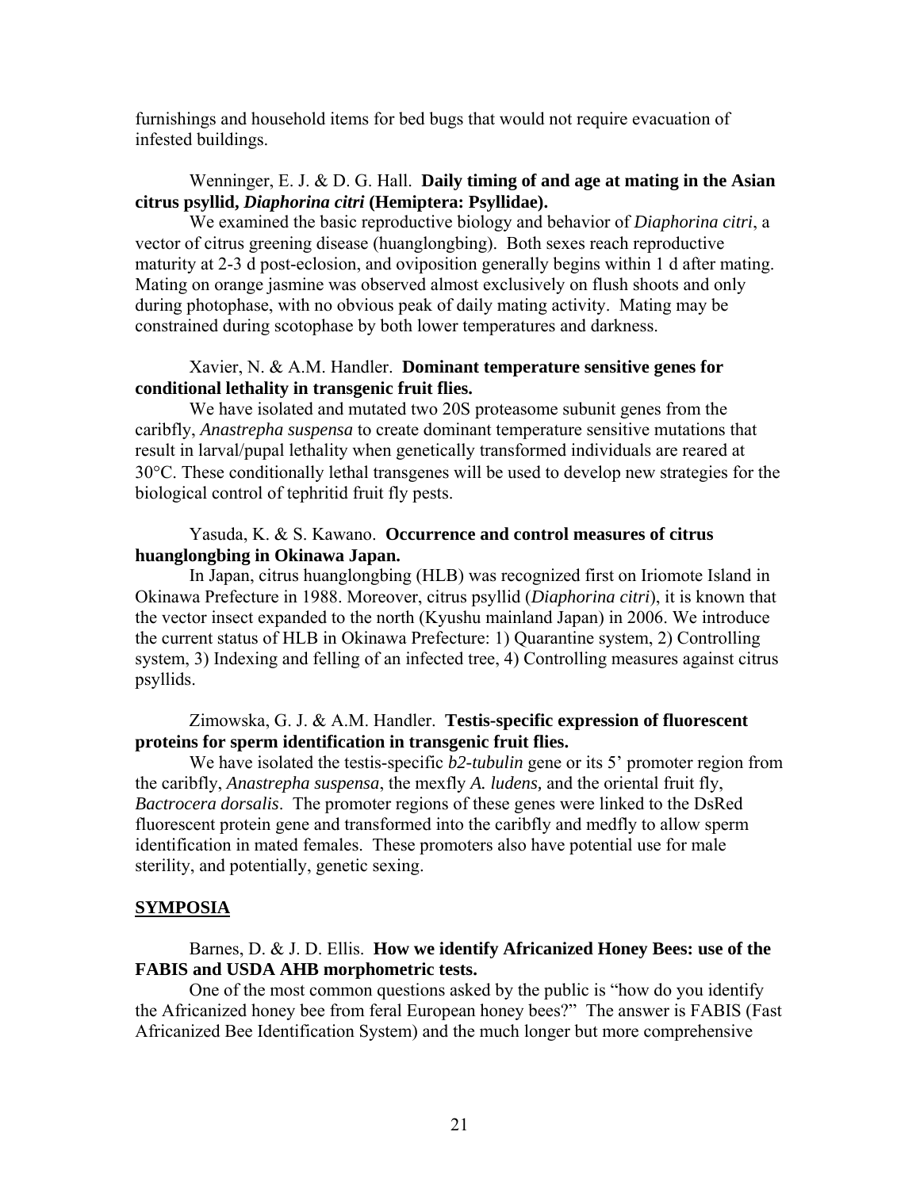furnishings and household items for bed bugs that would not require evacuation of infested buildings.

Wenninger, E. J. & D. G. Hall. **Daily timing of and age at mating in the Asian citrus psyllid, *Diaphorina citri* (Hemiptera: Psyllidae).**

We examined the basic reproductive biology and behavior of *Diaphorina citri*, a vector of citrus greening disease (huanglongbing). Both sexes reach reproductive maturity at 2-3 d post-eclosion, and oviposition generally begins within 1 d after mating. Mating on orange jasmine was observed almost exclusively on flush shoots and only during photophase, with no obvious peak of daily mating activity. Mating may be constrained during scotophase by both lower temperatures and darkness.

Xavier, N. & A.M. Handler. **Dominant temperature sensitive genes for conditional lethality in transgenic fruit flies.**

We have isolated and mutated two 20S proteasome subunit genes from the caribfly, *Anastrepha suspensa* to create dominant temperature sensitive mutations that result in larval/pupal lethality when genetically transformed individuals are reared at 30°C. These conditionally lethal transgenes will be used to develop new strategies for the biological control of tephritid fruit fly pests.

Yasuda, K. & S. Kawano. **Occurrence and control measures of citrus huanglongbing in Okinawa Japan.**

In Japan, citrus huanglongbing (HLB) was recognized first on Iriomote Island in Okinawa Prefecture in 1988. Moreover, citrus psyllid (*Diaphorina citri*), it is known that the vector insect expanded to the north (Kyushu mainland Japan) in 2006. We introduce the current status of HLB in Okinawa Prefecture: 1) Quarantine system, 2) Controlling system, 3) Indexing and felling of an infected tree, 4) Controlling measures against citrus psyllids.

Zimowska, G. J. & A.M. Handler. **Testis-specific expression of fluorescent proteins for sperm identification in transgenic fruit flies.**

We have isolated the testis-specific *b2-tubulin* gene or its 5' promoter region from the caribfly, *Anastrepha suspensa*, the mexfly *A. ludens,* and the oriental fruit fly, *Bactrocera dorsalis*. The promoter regions of these genes were linked to the DsRed fluorescent protein gene and transformed into the caribfly and medfly to allow sperm identification in mated females. These promoters also have potential use for male sterility, and potentially, genetic sexing.

## SYMPOSIA

Barnes, D. & J. D. Ellis. **How we identify Africanized Honey Bees: use of the FABIS and USDA AHB morphometric tests.**

One of the most common questions asked by the public is "how do you identify the Africanized honey bee from feral European honey bees?" The answer is FABIS (Fast Africanized Bee Identification System) and the much longer but more comprehensive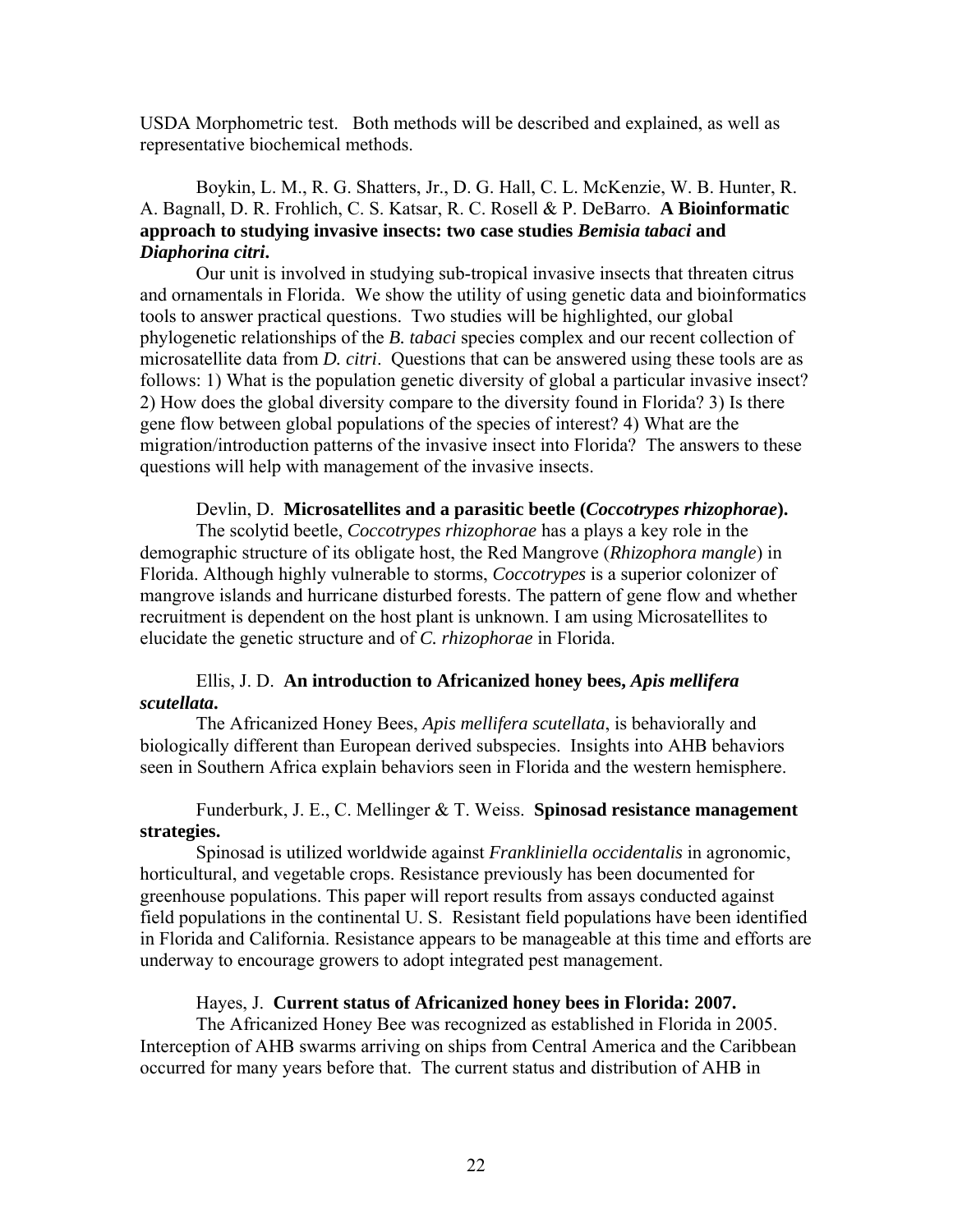USDA Morphometric test. Both methods will be described and explained, as well as representative biochemical methods.

Boykin, L. M., R. G. Shatters, Jr., D. G. Hall, C. L. McKenzie, W. B. Hunter, R. A. Bagnall, D. R. Frohlich, C. S. Katsar, R. C. Rosell & P. DeBarro. **A Bioinformatic approach to studying invasive insects: two case studies *Bemisia tabaci* and *Diaphorina citri*.**

Our unit is involved in studying sub-tropical invasive insects that threaten citrus and ornamentals in Florida. We show the utility of using genetic data and bioinformatics tools to answer practical questions. Two studies will be highlighted, our global phylogenetic relationships of the *B. tabaci* species complex and our recent collection of microsatellite data from *D. citri*. Questions that can be answered using these tools are as follows: 1) What is the population genetic diversity of global a particular invasive insect? 2) How does the global diversity compare to the diversity found in Florida? 3) Is there gene flow between global populations of the species of interest? 4) What are the migration/introduction patterns of the invasive insect into Florida? The answers to these questions will help with management of the invasive insects.

Devlin, D. **Microsatellites and a parasitic beetle (*Coccotrypes rhizophorae*).**

The scolytid beetle, *Coccotrypes rhizophorae* has a plays a key role in the demographic structure of its obligate host, the Red Mangrove (*Rhizophora mangle*) in Florida. Although highly vulnerable to storms, *Coccotrypes* is a superior colonizer of mangrove islands and hurricane disturbed forests. The pattern of gene flow and whether recruitment is dependent on the host plant is unknown. I am using Microsatellites to elucidate the genetic structure and of *C. rhizophorae* in Florida.

Ellis, J. D. **An introduction to Africanized honey bees, *Apis mellifera scutellata*.**

The Africanized Honey Bees, *Apis mellifera scutellata*, is behaviorally and biologically different than European derived subspecies. Insights into AHB behaviors seen in Southern Africa explain behaviors seen in Florida and the western hemisphere.

Funderburk, J. E., C. Mellinger & T. Weiss. **Spinosad resistance management strategies.**

Spinosad is utilized worldwide against *Frankliniella occidentalis* in agronomic, horticultural, and vegetable crops. Resistance previously has been documented for greenhouse populations. This paper will report results from assays conducted against field populations in the continental U. S. Resistant field populations have been identified in Florida and California. Resistance appears to be manageable at this time and efforts are underway to encourage growers to adopt integrated pest management.

Hayes, J. **Current status of Africanized honey bees in Florida: 2007.**

The Africanized Honey Bee was recognized as established in Florida in 2005. Interception of AHB swarms arriving on ships from Central America and the Caribbean occurred for many years before that. The current status and distribution of AHB in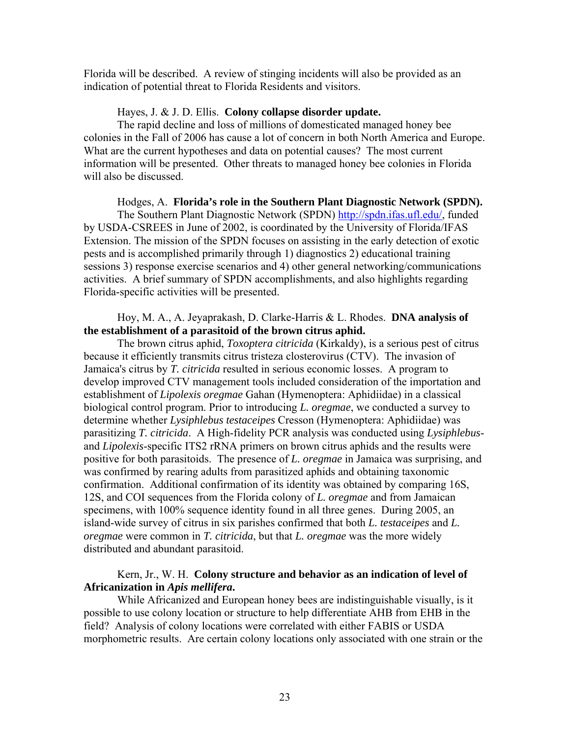Florida will be described. A review of stinging incidents will also be provided as an indication of potential threat to Florida Residents and visitors.

Hayes, J. & J. D. Ellis. **Colony collapse disorder update.**

The rapid decline and loss of millions of domesticated managed honey bee colonies in the Fall of 2006 has cause a lot of concern in both North America and Europe. What are the current hypotheses and data on potential causes? The most current information will be presented. Other threats to managed honey bee colonies in Florida will also be discussed.

Hodges, A. **Florida's role in the Southern Plant Diagnostic Network (SPDN).**

The Southern Plant Diagnostic Network (SPDN) http://spdn.ifas.ufl.edu/, funded by USDA-CSREES in June of 2002, is coordinated by the University of Florida/IFAS Extension. The mission of the SPDN focuses on assisting in the early detection of exotic pests and is accomplished primarily through 1) diagnostics 2) educational training sessions 3) response exercise scenarios and 4) other general networking/communications activities. A brief summary of SPDN accomplishments, and also highlights regarding Florida-specific activities will be presented.

Hoy, M. A., A. Jeyaprakash, D. Clarke-Harris & L. Rhodes. **DNA analysis of the establishment of a parasitoid of the brown citrus aphid.**

The brown citrus aphid, *Toxoptera citricida* (Kirkaldy), is a serious pest of citrus because it efficiently transmits citrus tristeza closterovirus (CTV). The invasion of Jamaica's citrus by *T. citricida* resulted in serious economic losses. A program to develop improved CTV management tools included consideration of the importation and establishment of *Lipolexis oregmae* Gahan (Hymenoptera: Aphidiidae) in a classical biological control program. Prior to introducing *L. oregmae*, we conducted a survey to determine whether *Lysiphlebus testaceipes* Cresson (Hymenoptera: Aphidiidae) was parasitizing *T. citricida*. A High-fidelity PCR analysis was conducted using *Lysiphlebus*- and *Lipolexis*-specific ITS2 rRNA primers on brown citrus aphids and the results were positive for both parasitoids. The presence of *L. oregmae* in Jamaica was surprising, and was confirmed by rearing adults from parasitized aphids and obtaining taxonomic confirmation. Additional confirmation of its identity was obtained by comparing 16S, 12S, and COI sequences from the Florida colony of *L. oregmae* and from Jamaican specimens, with 100% sequence identity found in all three genes. During 2005, an island-wide survey of citrus in six parishes confirmed that both *L. testaceipes* and *L. oregmae* were common in *T. citricida*, but that *L. oregmae* was the more widely distributed and abundant parasitoid.

Kern, Jr., W. H. **Colony structure and behavior as an indication of level of Africanization in *Apis mellifera*.**

While Africanized and European honey bees are indistinguishable visually, is it possible to use colony location or structure to help differentiate AHB from EHB in the field? Analysis of colony locations were correlated with either FABIS or USDA morphometric results. Are certain colony locations only associated with one strain or the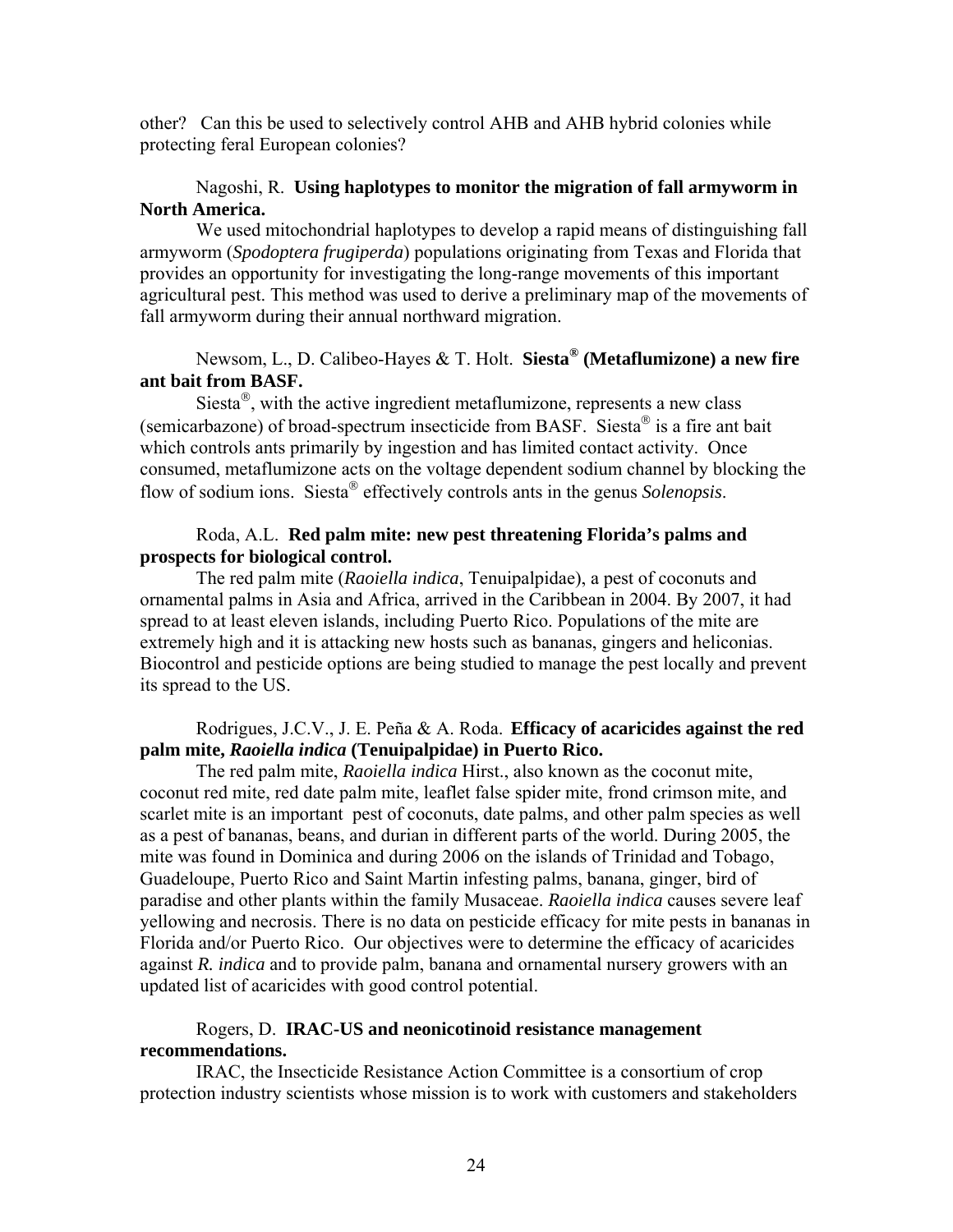other? Can this be used to selectively control AHB and AHB hybrid colonies while protecting feral European colonies?

Nagoshi, R. **Using haplotypes to monitor the migration of fall armyworm in North America.**

We used mitochondrial haplotypes to develop a rapid means of distinguishing fall armyworm (*Spodoptera frugiperda*) populations originating from Texas and Florida that provides an opportunity for investigating the long-range movements of this important agricultural pest. This method was used to derive a preliminary map of the movements of fall armyworm during their annual northward migration.

Newsom, L., D. Calibeo-Hayes & T. Holt. **Siesta® (Metaflumizone) a new fire ant bait from BASF.**

Siesta®, with the active ingredient metaflumizone, represents a new class (semicarbazone) of broad-spectrum insecticide from BASF. Siesta® is a fire ant bait which controls ants primarily by ingestion and has limited contact activity. Once consumed, metaflumizone acts on the voltage dependent sodium channel by blocking the flow of sodium ions. Siesta® effectively controls ants in the genus *Solenopsis*.

Roda, A.L. **Red palm mite: new pest threatening Florida's palms and prospects for biological control.**

The red palm mite (*Raoiella indica*, Tenuipalpidae), a pest of coconuts and ornamental palms in Asia and Africa, arrived in the Caribbean in 2004. By 2007, it had spread to at least eleven islands, including Puerto Rico. Populations of the mite are extremely high and it is attacking new hosts such as bananas, gingers and heliconias. Biocontrol and pesticide options are being studied to manage the pest locally and prevent its spread to the US.

Rodrigues, J.C.V., J. E. Peña & A. Roda. **Efficacy of acaricides against the red palm mite, *Raoiella indica* (Tenuipalpidae) in Puerto Rico.**

The red palm mite, *Raoiella indica* Hirst., also known as the coconut mite, coconut red mite, red date palm mite, leaflet false spider mite, frond crimson mite, and scarlet mite is an important pest of coconuts, date palms, and other palm species as well as a pest of bananas, beans, and durian in different parts of the world. During 2005, the mite was found in Dominica and during 2006 on the islands of Trinidad and Tobago, Guadeloupe, Puerto Rico and Saint Martin infesting palms, banana, ginger, bird of paradise and other plants within the family Musaceae. *Raoiella indica* causes severe leaf yellowing and necrosis. There is no data on pesticide efficacy for mite pests in bananas in Florida and/or Puerto Rico. Our objectives were to determine the efficacy of acaricides against *R. indica* and to provide palm, banana and ornamental nursery growers with an updated list of acaricides with good control potential.

Rogers, D. **IRAC-US and neonicotinoid resistance management recommendations.**

IRAC, the Insecticide Resistance Action Committee is a consortium of crop protection industry scientists whose mission is to work with customers and stakeholders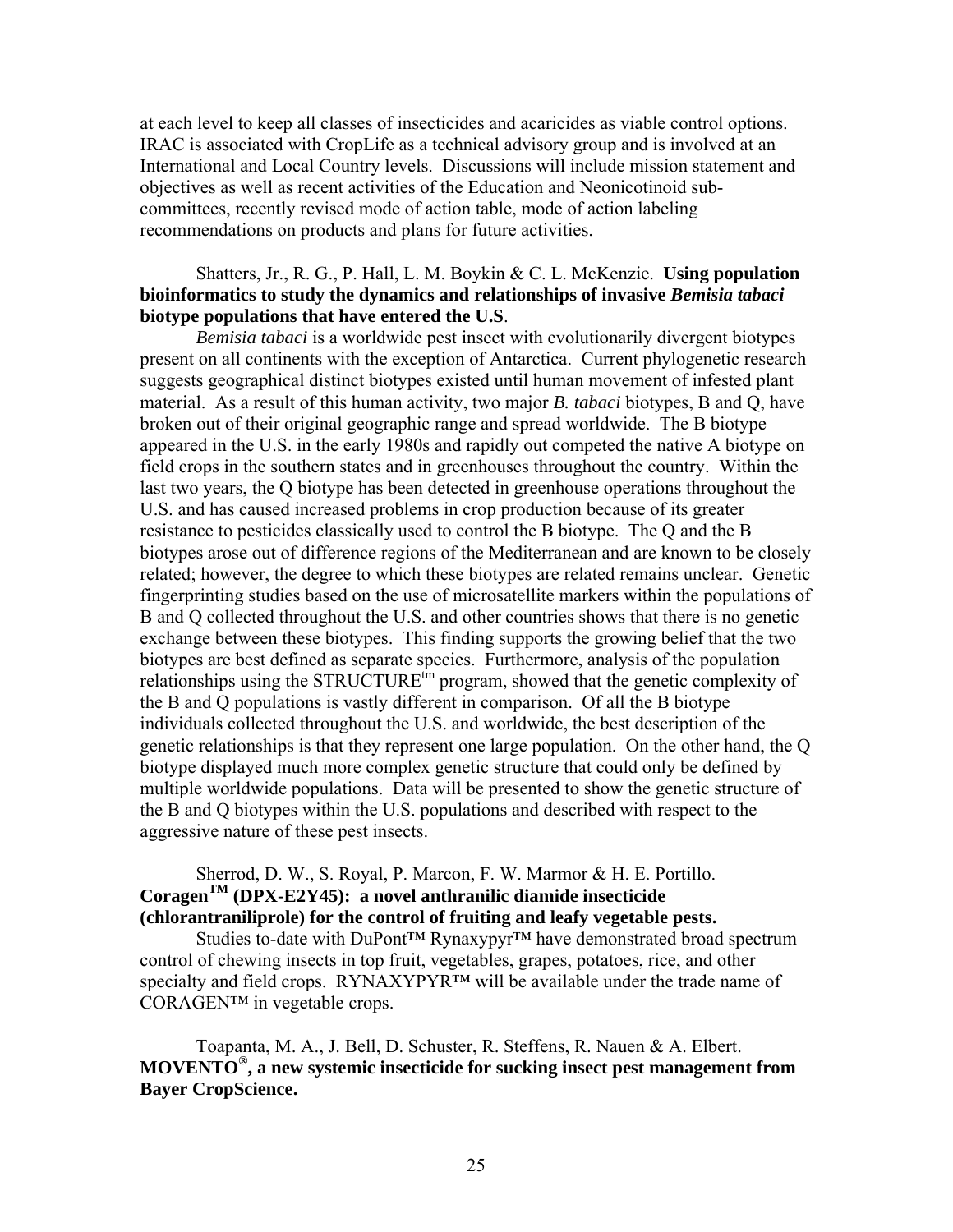at each level to keep all classes of insecticides and acaricides as viable control options. IRAC is associated with CropLife as a technical advisory group and is involved at an International and Local Country levels. Discussions will include mission statement and objectives as well as recent activities of the Education and Neonicotinoid sub-committees, recently revised mode of action table, mode of action labeling recommendations on products and plans for future activities.

Shatters, Jr., R. G., P. Hall, L. M. Boykin & C. L. McKenzie. **Using population bioinformatics to study the dynamics and relationships of invasive *Bemisia tabaci* biotype populations that have entered the U.S**.

*Bemisia tabaci* is a worldwide pest insect with evolutionarily divergent biotypes present on all continents with the exception of Antarctica. Current phylogenetic research suggests geographical distinct biotypes existed until human movement of infested plant material. As a result of this human activity, two major *B. tabaci* biotypes, B and Q, have broken out of their original geographic range and spread worldwide. The B biotype appeared in the U.S. in the early 1980s and rapidly out competed the native A biotype on field crops in the southern states and in greenhouses throughout the country. Within the last two years, the Q biotype has been detected in greenhouse operations throughout the U.S. and has caused increased problems in crop production because of its greater resistance to pesticides classically used to control the B biotype. The Q and the B biotypes arose out of difference regions of the Mediterranean and are known to be closely related; however, the degree to which these biotypes are related remains unclear. Genetic fingerprinting studies based on the use of microsatellite markers within the populations of B and Q collected throughout the U.S. and other countries shows that there is no genetic exchange between these biotypes. This finding supports the growing belief that the two biotypes are best defined as separate species. Furthermore, analysis of the population relationships using the STRUCTURE™ program, showed that the genetic complexity of the B and Q populations is vastly different in comparison. Of all the B biotype individuals collected throughout the U.S. and worldwide, the best description of the genetic relationships is that they represent one large population. On the other hand, the Q biotype displayed much more complex genetic structure that could only be defined by multiple worldwide populations. Data will be presented to show the genetic structure of the B and Q biotypes within the U.S. populations and described with respect to the aggressive nature of these pest insects.

Sherrod, D. W., S. Royal, P. Marcon, F. W. Marmor & H. E. Portillo. **Coragen™ (DPX-E2Y45): a novel anthranilic diamide insecticide (chlorantraniliprole) for the control of fruiting and leafy vegetable pests.**

Studies to-date with DuPont™ Rynaxypyr™ have demonstrated broad spectrum control of chewing insects in top fruit, vegetables, grapes, potatoes, rice, and other specialty and field crops. RYNAXYPYR™ will be available under the trade name of CORAGEN™ in vegetable crops.

Toapanta, M. A., J. Bell, D. Schuster, R. Steffens, R. Nauen & A. Elbert. **MOVENTO®, a new systemic insecticide for sucking insect pest management from Bayer CropScience.**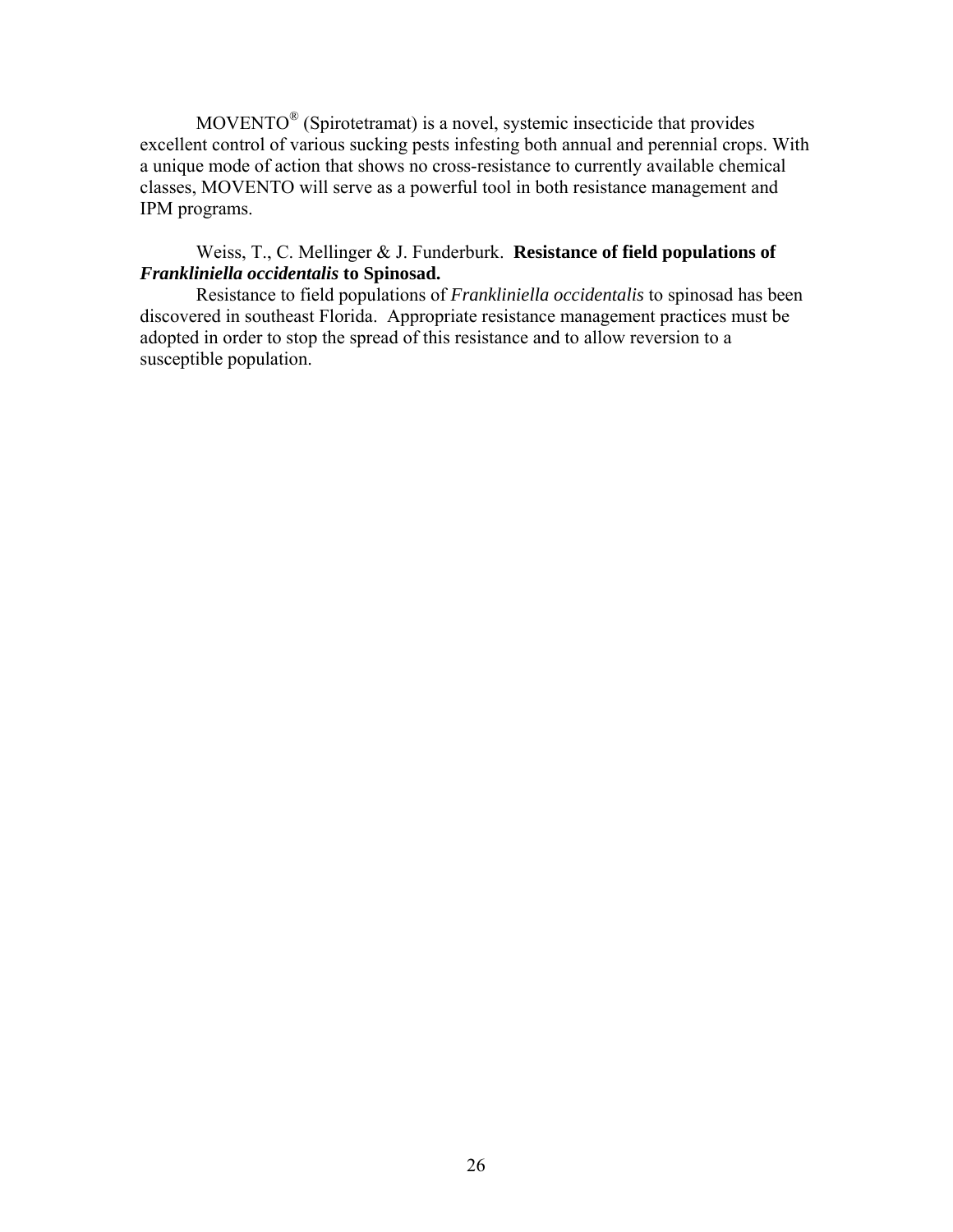MOVENTO® (Spirotetramat) is a novel, systemic insecticide that provides excellent control of various sucking pests infesting both annual and perennial crops. With a unique mode of action that shows no cross-resistance to currently available chemical classes, MOVENTO will serve as a powerful tool in both resistance management and IPM programs.

Weiss, T., C. Mellinger & J. Funderburk. **Resistance of field populations of *Frankliniella occidentalis* to Spinosad.**

Resistance to field populations of *Frankliniella occidentalis* to spinosad has been discovered in southeast Florida. Appropriate resistance management practices must be adopted in order to stop the spread of this resistance and to allow reversion to a susceptible population.